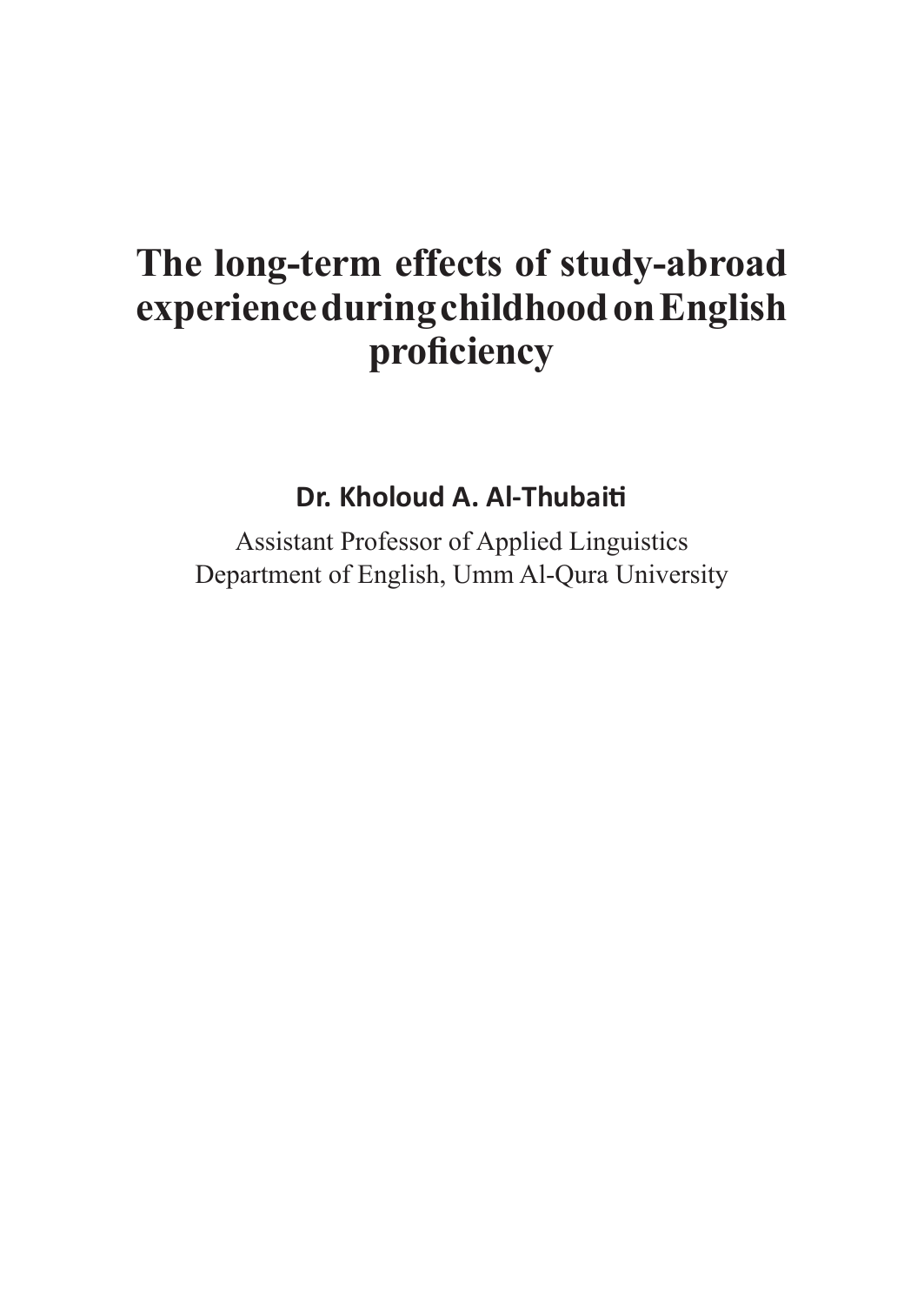# The long-term effects of study-abroad experience during childhood on English proficiency

**Dr. Kholoud A. Al-Thubaiti**

Assistant Professor of Applied Linguistics
Department of English, Umm Al-Qura University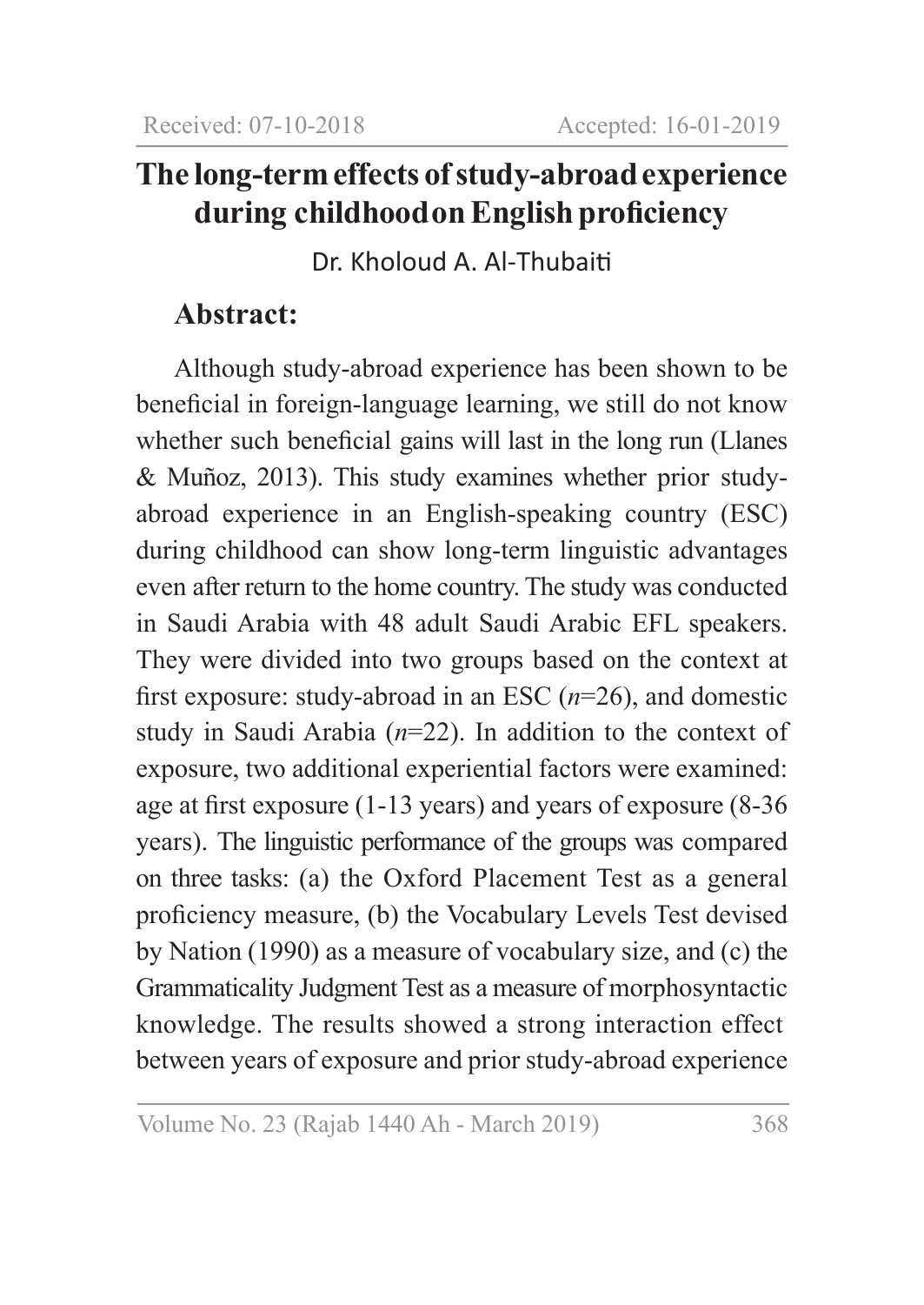Received: 07-10-2018 Accepted: 16-01-2019

# The long-term effects of study-abroad experience during childhood on English proficiency

Dr. Kholoud A. Al-Thubaiti

## Abstract:

Although study-abroad experience has been shown to be beneficial in foreign-language learning, we still do not know whether such beneficial gains will last in the long run (Llanes & Muñoz, 2013). This study examines whether prior study-abroad experience in an English-speaking country (ESC) during childhood can show long-term linguistic advantages even after return to the home country. The study was conducted in Saudi Arabia with 48 adult Saudi Arabic EFL speakers. They were divided into two groups based on the context at first exposure: study-abroad in an ESC (*n*=26), and domestic study in Saudi Arabia (*n*=22). In addition to the context of exposure, two additional experiential factors were examined: age at first exposure (1-13 years) and years of exposure (8-36 years). The linguistic performance of the groups was compared on three tasks: (a) the Oxford Placement Test as a general proficiency measure, (b) the Vocabulary Levels Test devised by Nation (1990) as a measure of vocabulary size, and (c) the Grammaticality Judgment Test as a measure of morphosyntactic knowledge. The results showed a strong interaction effect between years of exposure and prior study-abroad experience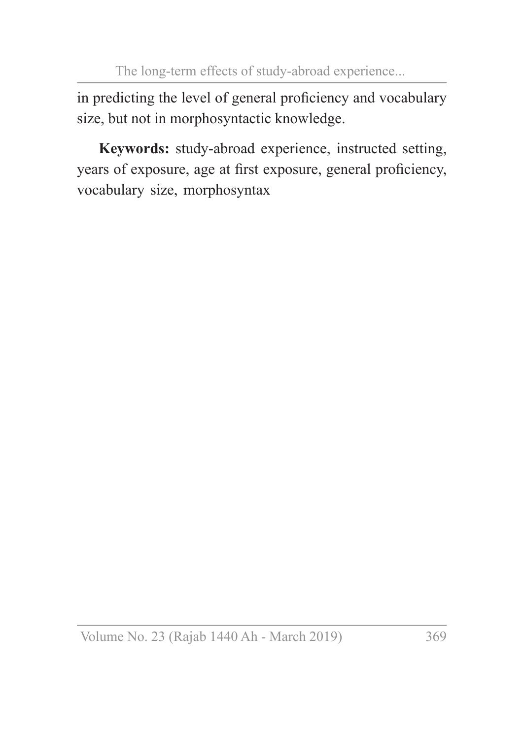in predicting the level of general proficiency and vocabulary size, but not in morphosyntactic knowledge.

**Keywords:** study-abroad experience, instructed setting, years of exposure, age at first exposure, general proficiency, vocabulary size, morphosyntax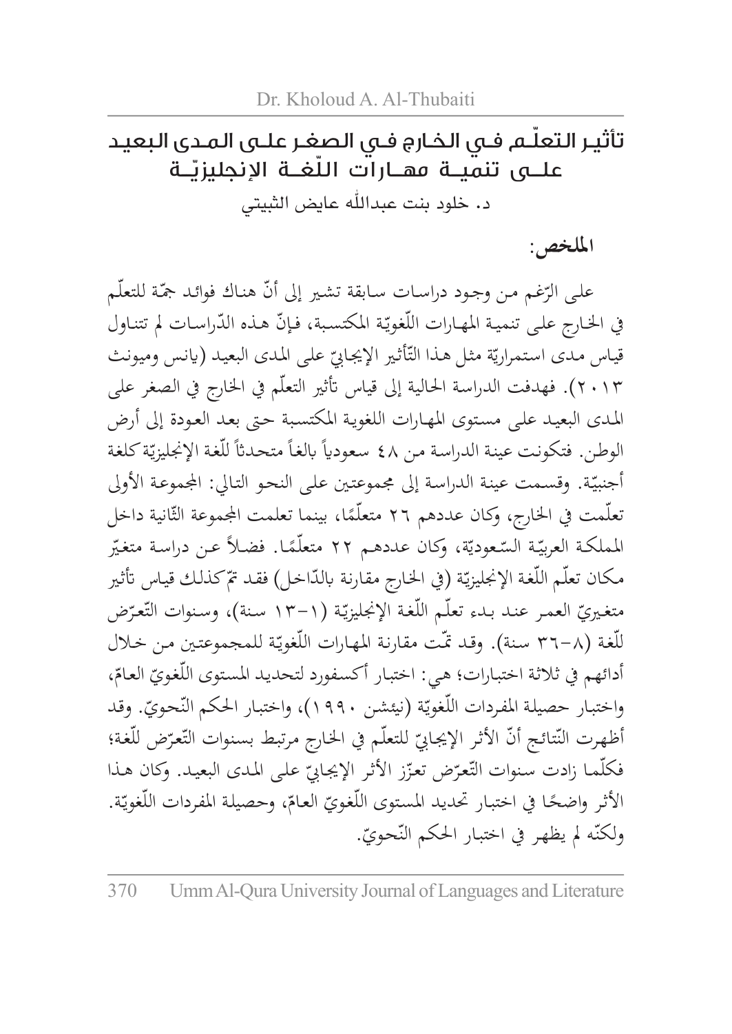# تأثير التعلّم في الخارج في الصغر على المدى البعيد على تنمية مهارات اللّغة الإنجليزيّة

د. خلود بنت عبدالله عايض الثبيتي

**الملخص:**

على الرّغم من وجود دراسات سابقة تشير إلى أنّ هناك فوائد جمّة للتعلّم في الخارج على تنمية المهارات اللّغويّة المكتسبة، فإنّ هذه الدّراسات لم تتناول قياس مدى استمراريّة مثل هذا التّأثير الإيجابيّ على المدى البعيد (يانس وميونث ٢٠١٣). فهدفت الدراسة الحالية إلى قياس تأثير التعلّم في الخارج في الصغر على المدى البعيد على مستوى المهارات اللغوية المكتسبة حتى بعد العودة إلى أرض الوطن. فتكونت عينة الدراسة من ٤٨ سعودياً بالغاً متحدثاً للّغة الإنجليزيّة كلغة أجنبيّة. وقسمت عينة الدراسة إلى مجموعتين على النحو التالي: المجموعة الأولى تعلّمت في الخارج، وكان عددهم ٢٦ متعلّمًا، بينما تعلمت المجموعة الثّانية داخل المملكة العربيّة السّعوديّة، وكان عددهم ٢٢ متعلّمًا. فضلاً عن دراسة متغيّر مكان تعلّم اللّغة الإنجليزيّة (في الخارج مقارنة بالدّاخل) فقد تمّ كذلك قياس تأثير متغيريّ العمر عند بدء تعلّم اللّغة الإنجليزيّة (١-١٣ سنة)، وسنوات التّعرّض للّغة (٨-٣٦ سنة). وقد تمّت مقارنة المهارات اللّغويّة للمجموعتين من خلال أدائهم في ثلاثة اختبارات؛ هي: اختبار أكسفورد لتحديد المستوى اللّغويّ العامّ، واختبار حصيلة المفردات اللّغويّة (نيئشن ١٩٩٠)، واختبار الحكم النّحويّ. وقد أظهرت النّتائج أنّ الأثر الإيجابيّ للتعلّم في الخارج مرتبط بسنوات التّعرّض للّغة؛ فكلّما زادت سنوات التّعرّض تعزّز الأثر الإيجابيّ على المدى البعيد. وكان هذا الأثر واضحًا في اختبار تحديد المستوى اللّغويّ العامّ، وحصيلة المفردات اللّغويّة. ولكنّه لم يظهر في اختبار الحكم النّحويّ.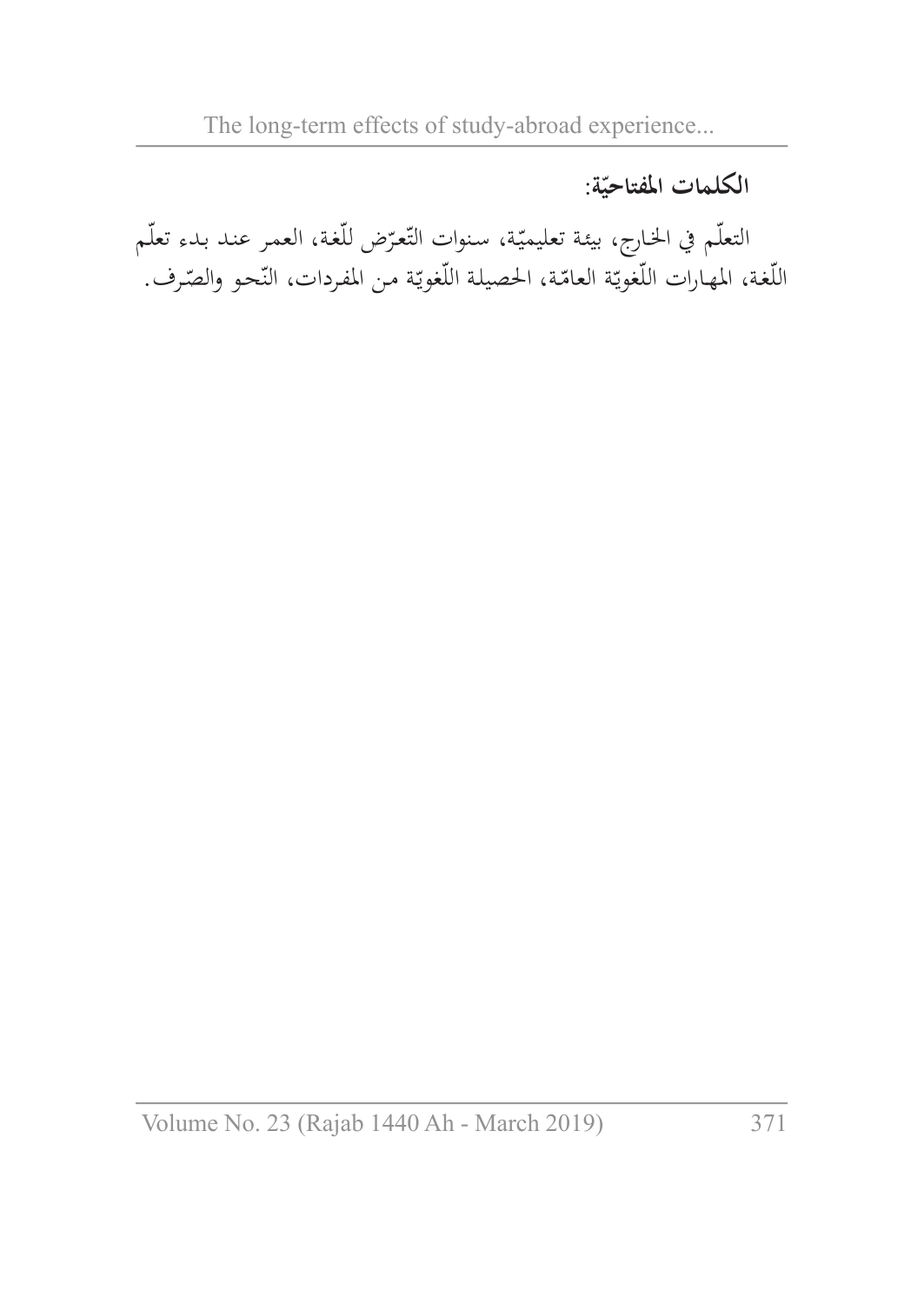**الكلمات المفتاحيّة:**

التعلّم في الخارج، بيئة تعليميّة، سنوات التّعرّض للّغة، العمر عند بدء تعلّم اللّغة، المهارات اللّغويّة العامّة، الحصيلة اللّغويّة من المفردات، النّحو والصّرف.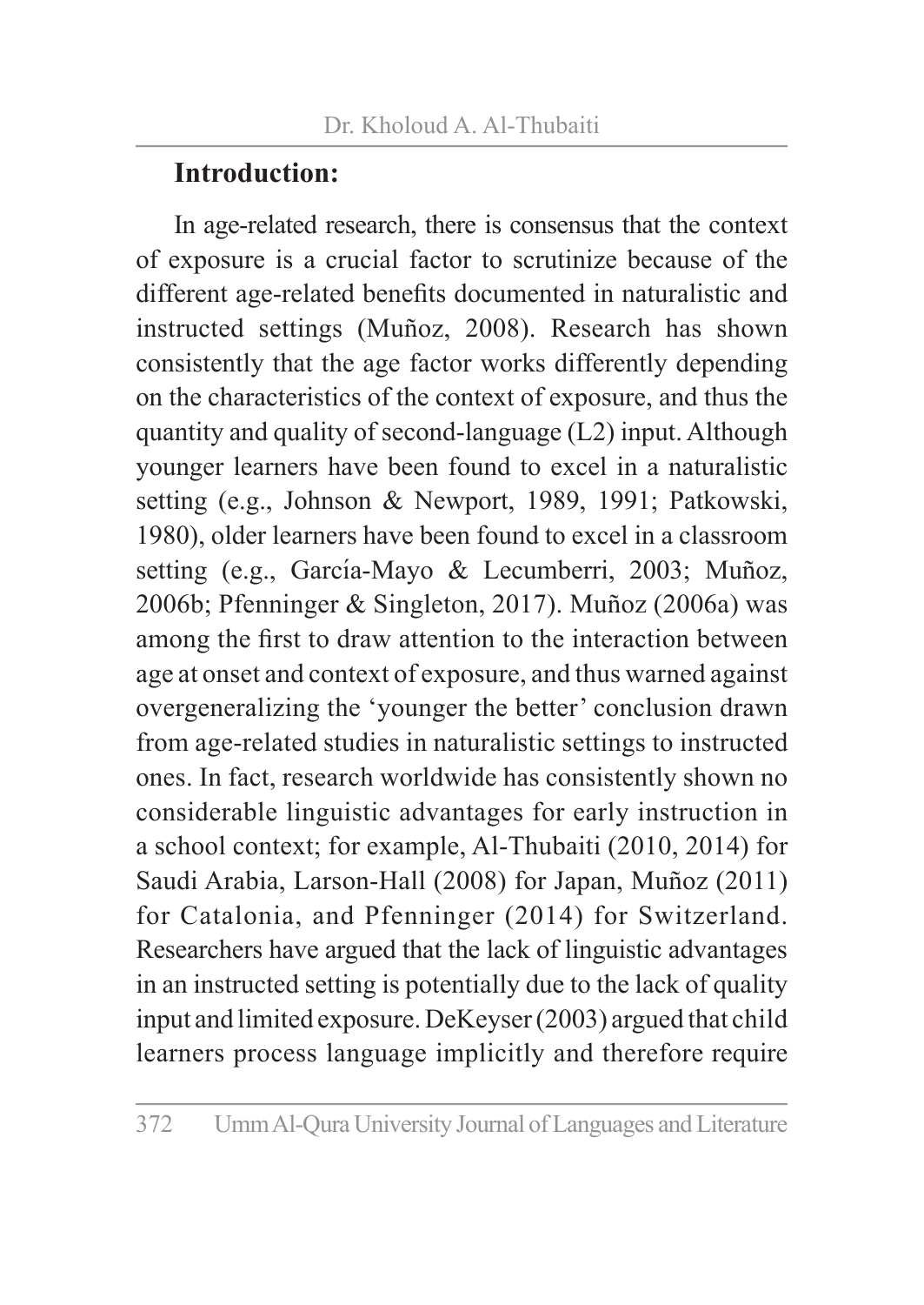## Introduction:

In age-related research, there is consensus that the context of exposure is a crucial factor to scrutinize because of the different age-related benefits documented in naturalistic and instructed settings (Muñoz, 2008). Research has shown consistently that the age factor works differently depending on the characteristics of the context of exposure, and thus the quantity and quality of second-language (L2) input. Although younger learners have been found to excel in a naturalistic setting (e.g., Johnson & Newport, 1989, 1991; Patkowski, 1980), older learners have been found to excel in a classroom setting (e.g., García-Mayo & Lecumberri, 2003; Muñoz, 2006b; Pfenninger & Singleton, 2017). Muñoz (2006a) was among the first to draw attention to the interaction between age at onset and context of exposure, and thus warned against overgeneralizing the 'younger the better' conclusion drawn from age-related studies in naturalistic settings to instructed ones. In fact, research worldwide has consistently shown no considerable linguistic advantages for early instruction in a school context; for example, Al-Thubaiti (2010, 2014) for Saudi Arabia, Larson-Hall (2008) for Japan, Muñoz (2011) for Catalonia, and Pfenninger (2014) for Switzerland. Researchers have argued that the lack of linguistic advantages in an instructed setting is potentially due to the lack of quality input and limited exposure. DeKeyser (2003) argued that child learners process language implicitly and therefore require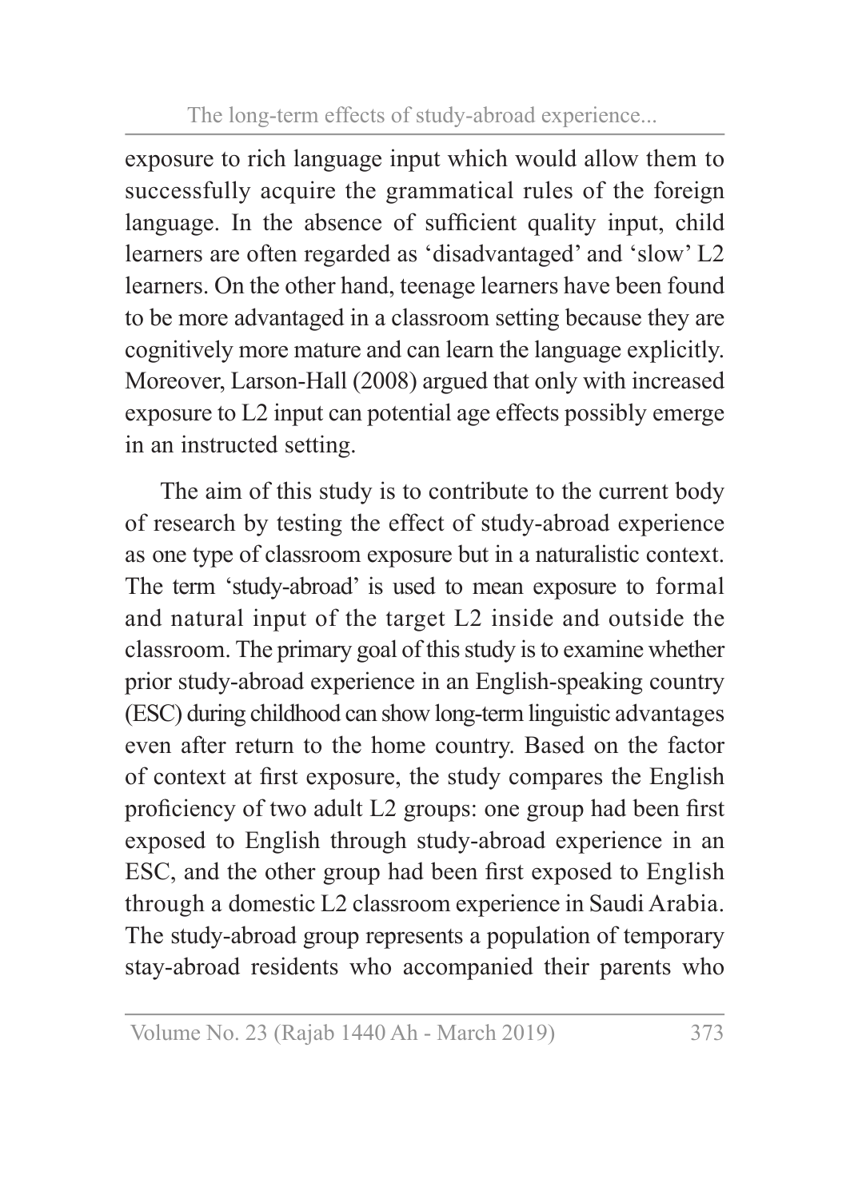exposure to rich language input which would allow them to successfully acquire the grammatical rules of the foreign language. In the absence of sufficient quality input, child learners are often regarded as 'disadvantaged' and 'slow' L2 learners. On the other hand, teenage learners have been found to be more advantaged in a classroom setting because they are cognitively more mature and can learn the language explicitly. Moreover, Larson-Hall (2008) argued that only with increased exposure to L2 input can potential age effects possibly emerge in an instructed setting.

The aim of this study is to contribute to the current body of research by testing the effect of study-abroad experience as one type of classroom exposure but in a naturalistic context. The term 'study-abroad' is used to mean exposure to formal and natural input of the target L2 inside and outside the classroom. The primary goal of this study is to examine whether prior study-abroad experience in an English-speaking country (ESC) during childhood can show long-term linguistic advantages even after return to the home country. Based on the factor of context at first exposure, the study compares the English proficiency of two adult L2 groups: one group had been first exposed to English through study-abroad experience in an ESC, and the other group had been first exposed to English through a domestic L2 classroom experience in Saudi Arabia. The study-abroad group represents a population of temporary stay-abroad residents who accompanied their parents who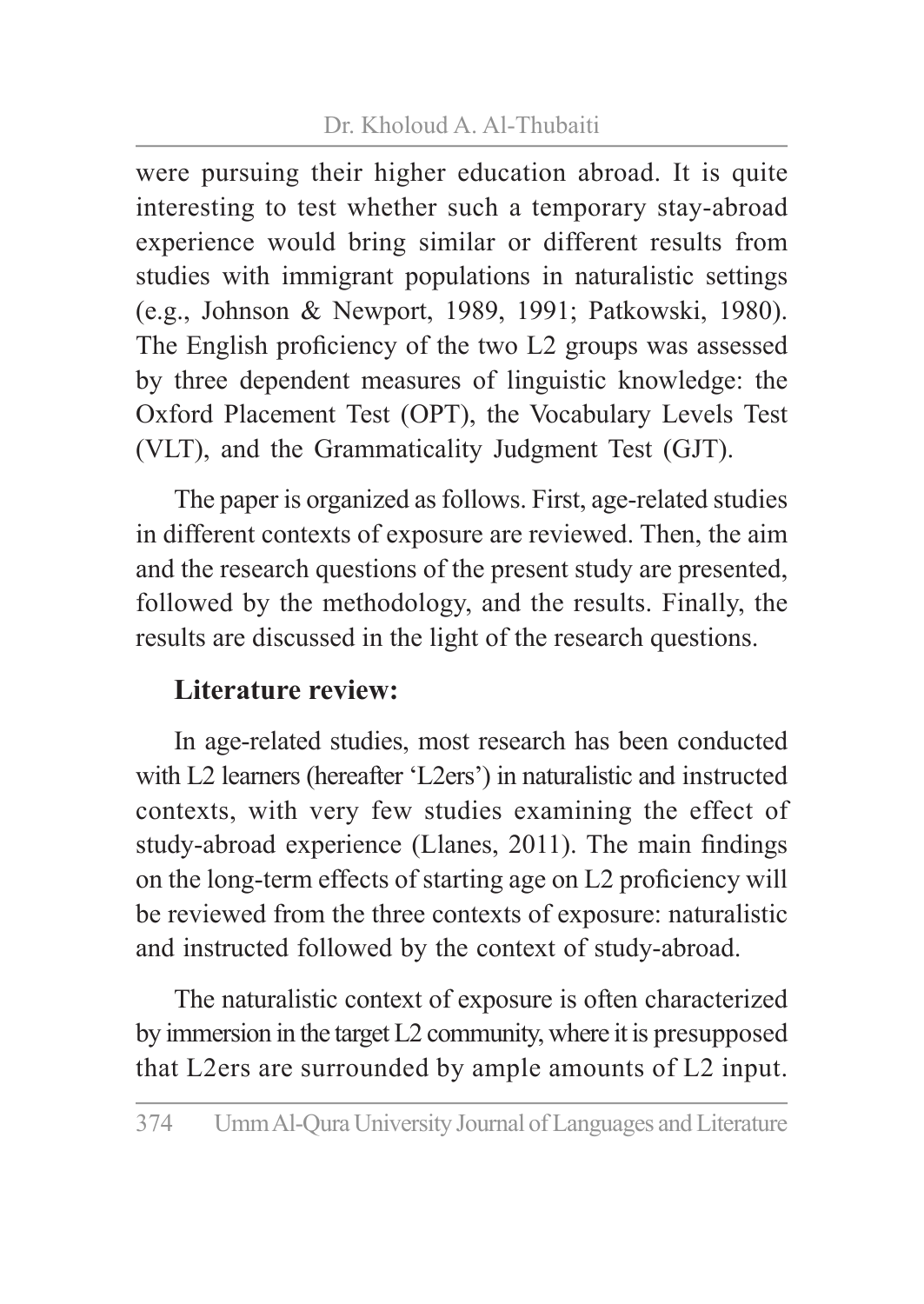were pursuing their higher education abroad. It is quite interesting to test whether such a temporary stay-abroad experience would bring similar or different results from studies with immigrant populations in naturalistic settings (e.g., Johnson & Newport, 1989, 1991; Patkowski, 1980). The English proficiency of the two L2 groups was assessed by three dependent measures of linguistic knowledge: the Oxford Placement Test (OPT), the Vocabulary Levels Test (VLT), and the Grammaticality Judgment Test (GJT).

The paper is organized as follows. First, age-related studies in different contexts of exposure are reviewed. Then, the aim and the research questions of the present study are presented, followed by the methodology, and the results. Finally, the results are discussed in the light of the research questions.

## Literature review:

In age-related studies, most research has been conducted with L2 learners (hereafter 'L2ers') in naturalistic and instructed contexts, with very few studies examining the effect of study-abroad experience (Llanes, 2011). The main findings on the long-term effects of starting age on L2 proficiency will be reviewed from the three contexts of exposure: naturalistic and instructed followed by the context of study-abroad.

The naturalistic context of exposure is often characterized by immersion in the target L2 community, where it is presupposed that L2ers are surrounded by ample amounts of L2 input.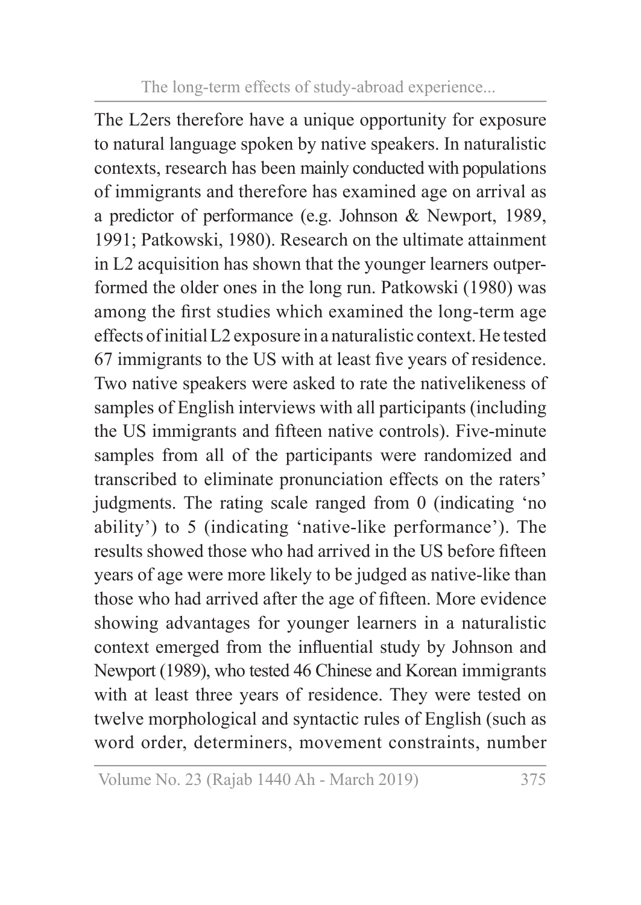The L2ers therefore have a unique opportunity for exposure to natural language spoken by native speakers. In naturalistic contexts, research has been mainly conducted with populations of immigrants and therefore has examined age on arrival as a predictor of performance (e.g. Johnson & Newport, 1989, 1991; Patkowski, 1980). Research on the ultimate attainment in L2 acquisition has shown that the younger learners outperformed the older ones in the long run. Patkowski (1980) was among the first studies which examined the long-term age effects of initial L2 exposure in a naturalistic context. He tested 67 immigrants to the US with at least five years of residence. Two native speakers were asked to rate the nativelikeness of samples of English interviews with all participants (including the US immigrants and fifteen native controls). Five-minute samples from all of the participants were randomized and transcribed to eliminate pronunciation effects on the raters' judgments. The rating scale ranged from 0 (indicating 'no ability') to 5 (indicating 'native-like performance'). The results showed those who had arrived in the US before fifteen years of age were more likely to be judged as native-like than those who had arrived after the age of fifteen. More evidence showing advantages for younger learners in a naturalistic context emerged from the influential study by Johnson and Newport (1989), who tested 46 Chinese and Korean immigrants with at least three years of residence. They were tested on twelve morphological and syntactic rules of English (such as word order, determiners, movement constraints, number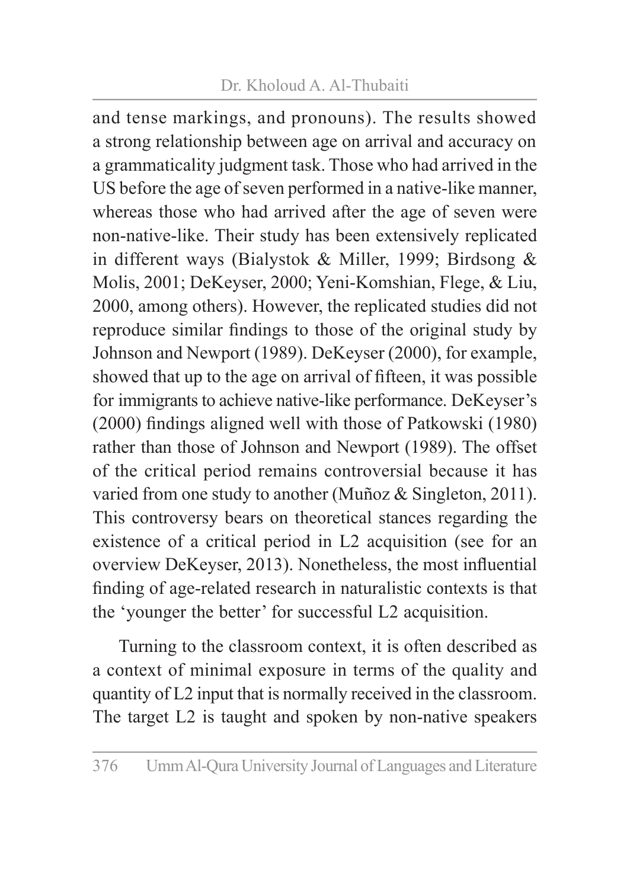and tense markings, and pronouns). The results showed a strong relationship between age on arrival and accuracy on a grammaticality judgment task. Those who had arrived in the US before the age of seven performed in a native-like manner, whereas those who had arrived after the age of seven were non-native-like. Their study has been extensively replicated in different ways (Bialystok & Miller, 1999; Birdsong & Molis, 2001; DeKeyser, 2000; Yeni-Komshian, Flege, & Liu, 2000, among others). However, the replicated studies did not reproduce similar findings to those of the original study by Johnson and Newport (1989). DeKeyser (2000), for example, showed that up to the age on arrival of fifteen, it was possible for immigrants to achieve native-like performance. DeKeyser's (2000) findings aligned well with those of Patkowski (1980) rather than those of Johnson and Newport (1989). The offset of the critical period remains controversial because it has varied from one study to another (Muñoz & Singleton, 2011). This controversy bears on theoretical stances regarding the existence of a critical period in L2 acquisition (see for an overview DeKeyser, 2013). Nonetheless, the most influential finding of age-related research in naturalistic contexts is that the 'younger the better' for successful L2 acquisition.

Turning to the classroom context, it is often described as a context of minimal exposure in terms of the quality and quantity of L2 input that is normally received in the classroom. The target L2 is taught and spoken by non-native speakers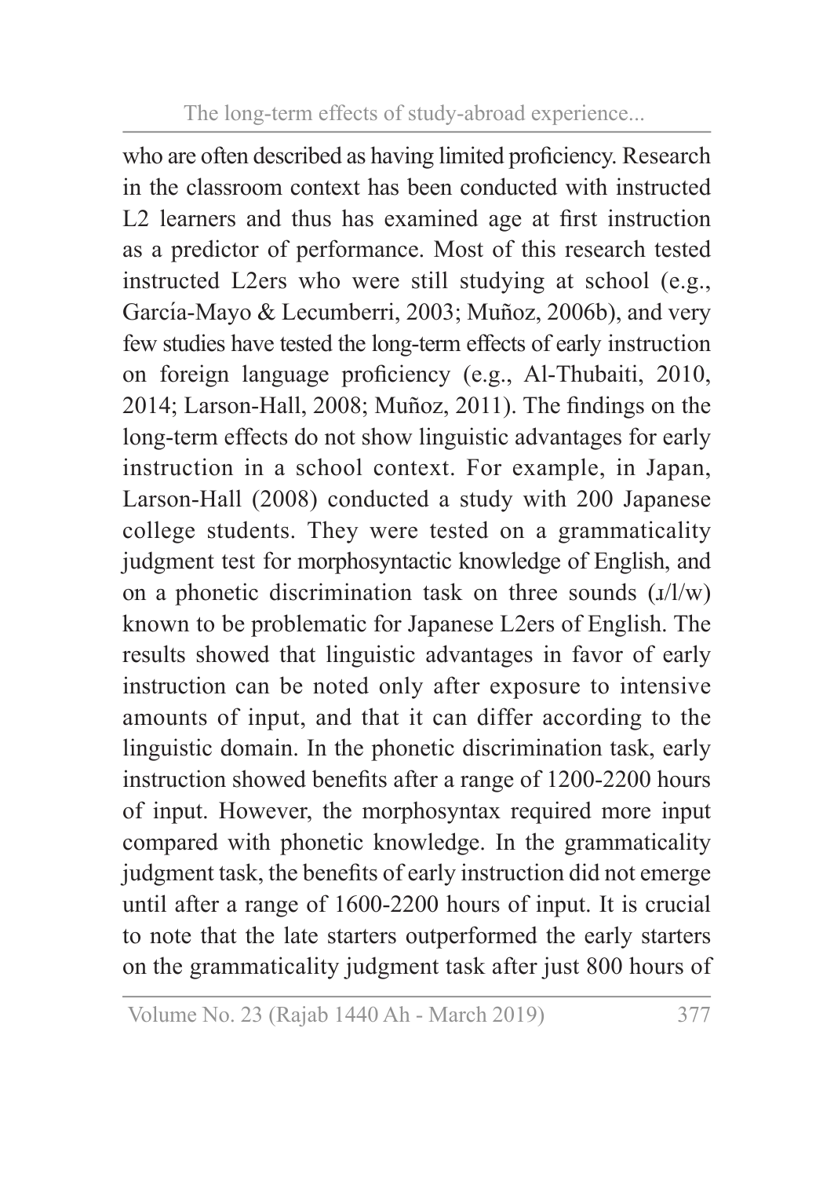who are often described as having limited proficiency. Research in the classroom context has been conducted with instructed L2 learners and thus has examined age at first instruction as a predictor of performance. Most of this research tested instructed L2ers who were still studying at school (e.g., García-Mayo & Lecumberri, 2003; Muñoz, 2006b), and very few studies have tested the long-term effects of early instruction on foreign language proficiency (e.g., Al-Thubaiti, 2010, 2014; Larson-Hall, 2008; Muñoz, 2011). The findings on the long-term effects do not show linguistic advantages for early instruction in a school context. For example, in Japan, Larson-Hall (2008) conducted a study with 200 Japanese college students. They were tested on a grammaticality judgment test for morphosyntactic knowledge of English, and on a phonetic discrimination task on three sounds (ɹ/l/w) known to be problematic for Japanese L2ers of English. The results showed that linguistic advantages in favor of early instruction can be noted only after exposure to intensive amounts of input, and that it can differ according to the linguistic domain. In the phonetic discrimination task, early instruction showed benefits after a range of 1200-2200 hours of input. However, the morphosyntax required more input compared with phonetic knowledge. In the grammaticality judgment task, the benefits of early instruction did not emerge until after a range of 1600-2200 hours of input. It is crucial to note that the late starters outperformed the early starters on the grammaticality judgment task after just 800 hours of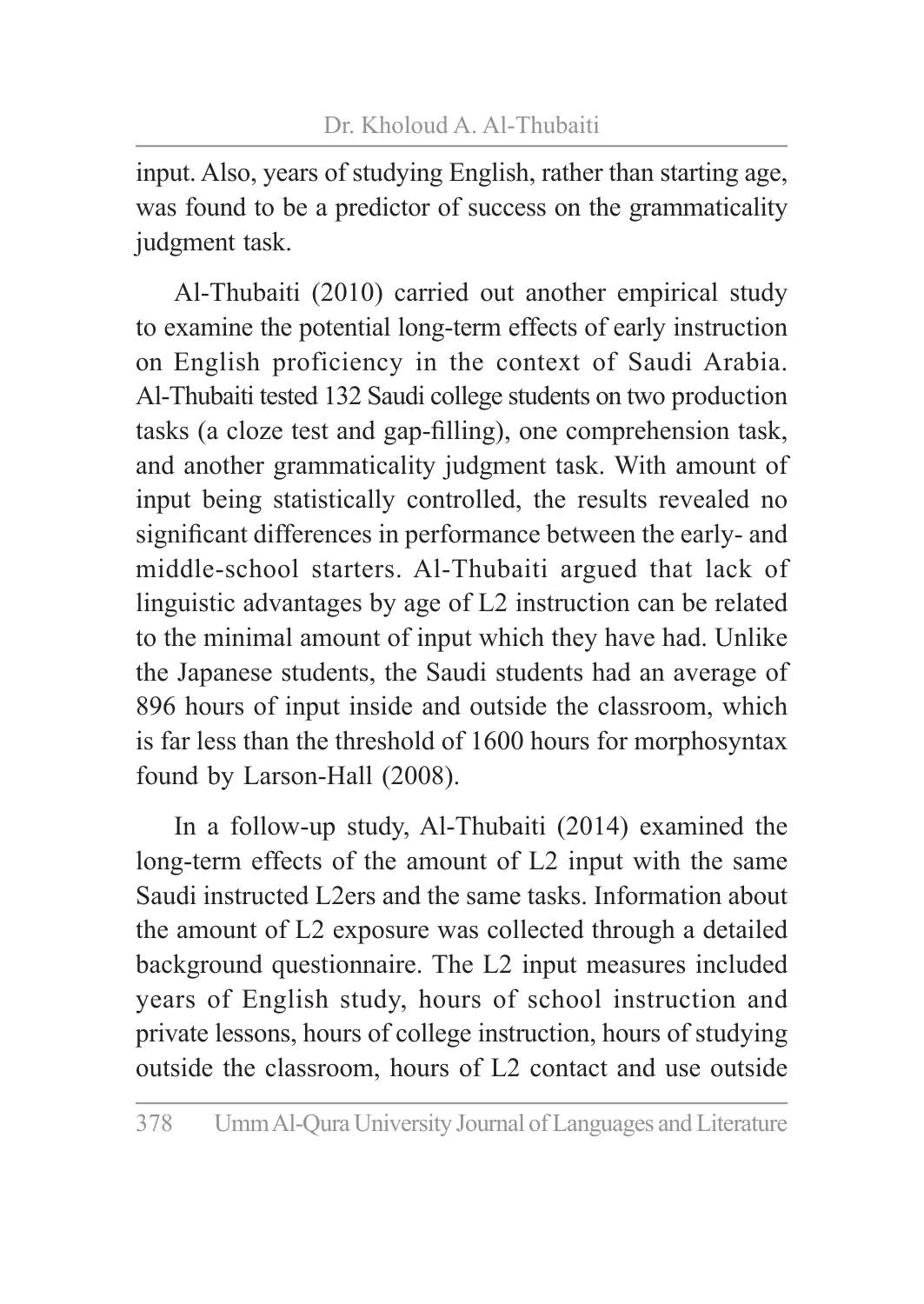input. Also, years of studying English, rather than starting age, was found to be a predictor of success on the grammaticality judgment task.

Al-Thubaiti (2010) carried out another empirical study to examine the potential long-term effects of early instruction on English proficiency in the context of Saudi Arabia. Al-Thubaiti tested 132 Saudi college students on two production tasks (a cloze test and gap-filling), one comprehension task, and another grammaticality judgment task. With amount of input being statistically controlled, the results revealed no significant differences in performance between the early- and middle-school starters. Al-Thubaiti argued that lack of linguistic advantages by age of L2 instruction can be related to the minimal amount of input which they have had. Unlike the Japanese students, the Saudi students had an average of 896 hours of input inside and outside the classroom, which is far less than the threshold of 1600 hours for morphosyntax found by Larson-Hall (2008).

In a follow-up study, Al-Thubaiti (2014) examined the long-term effects of the amount of L2 input with the same Saudi instructed L2ers and the same tasks. Information about the amount of L2 exposure was collected through a detailed background questionnaire. The L2 input measures included years of English study, hours of school instruction and private lessons, hours of college instruction, hours of studying outside the classroom, hours of L2 contact and use outside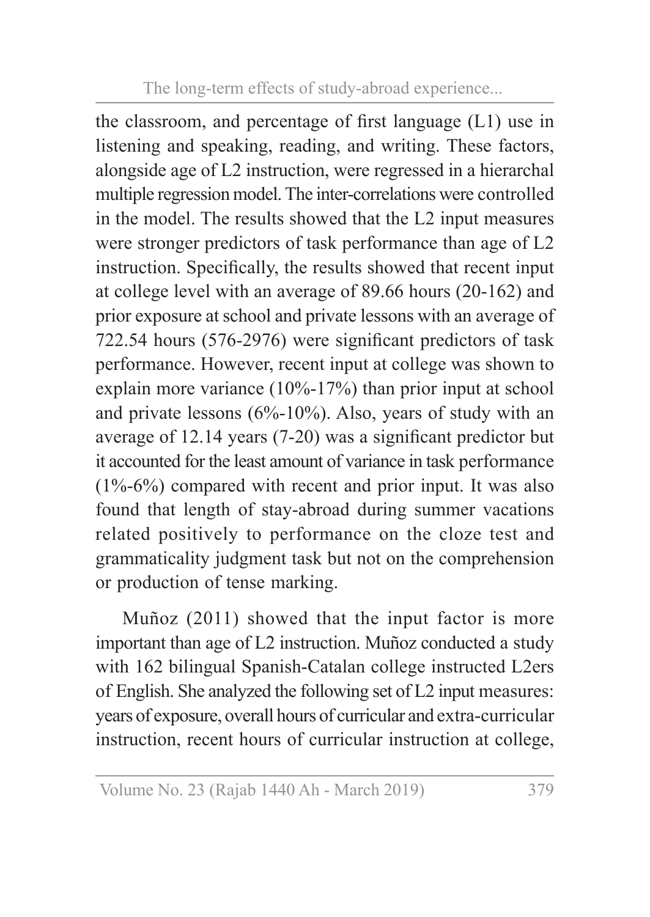the classroom, and percentage of first language (L1) use in listening and speaking, reading, and writing. These factors, alongside age of L2 instruction, were regressed in a hierarchal multiple regression model. The inter-correlations were controlled in the model. The results showed that the L2 input measures were stronger predictors of task performance than age of L2 instruction. Specifically, the results showed that recent input at college level with an average of 89.66 hours (20-162) and prior exposure at school and private lessons with an average of 722.54 hours (576-2976) were significant predictors of task performance. However, recent input at college was shown to explain more variance (10%-17%) than prior input at school and private lessons (6%-10%). Also, years of study with an average of 12.14 years (7-20) was a significant predictor but it accounted for the least amount of variance in task performance (1%-6%) compared with recent and prior input. It was also found that length of stay-abroad during summer vacations related positively to performance on the cloze test and grammaticality judgment task but not on the comprehension or production of tense marking.

Muñoz (2011) showed that the input factor is more important than age of L2 instruction. Muñoz conducted a study with 162 bilingual Spanish-Catalan college instructed L2ers of English. She analyzed the following set of L2 input measures: years of exposure, overall hours of curricular and extra-curricular instruction, recent hours of curricular instruction at college,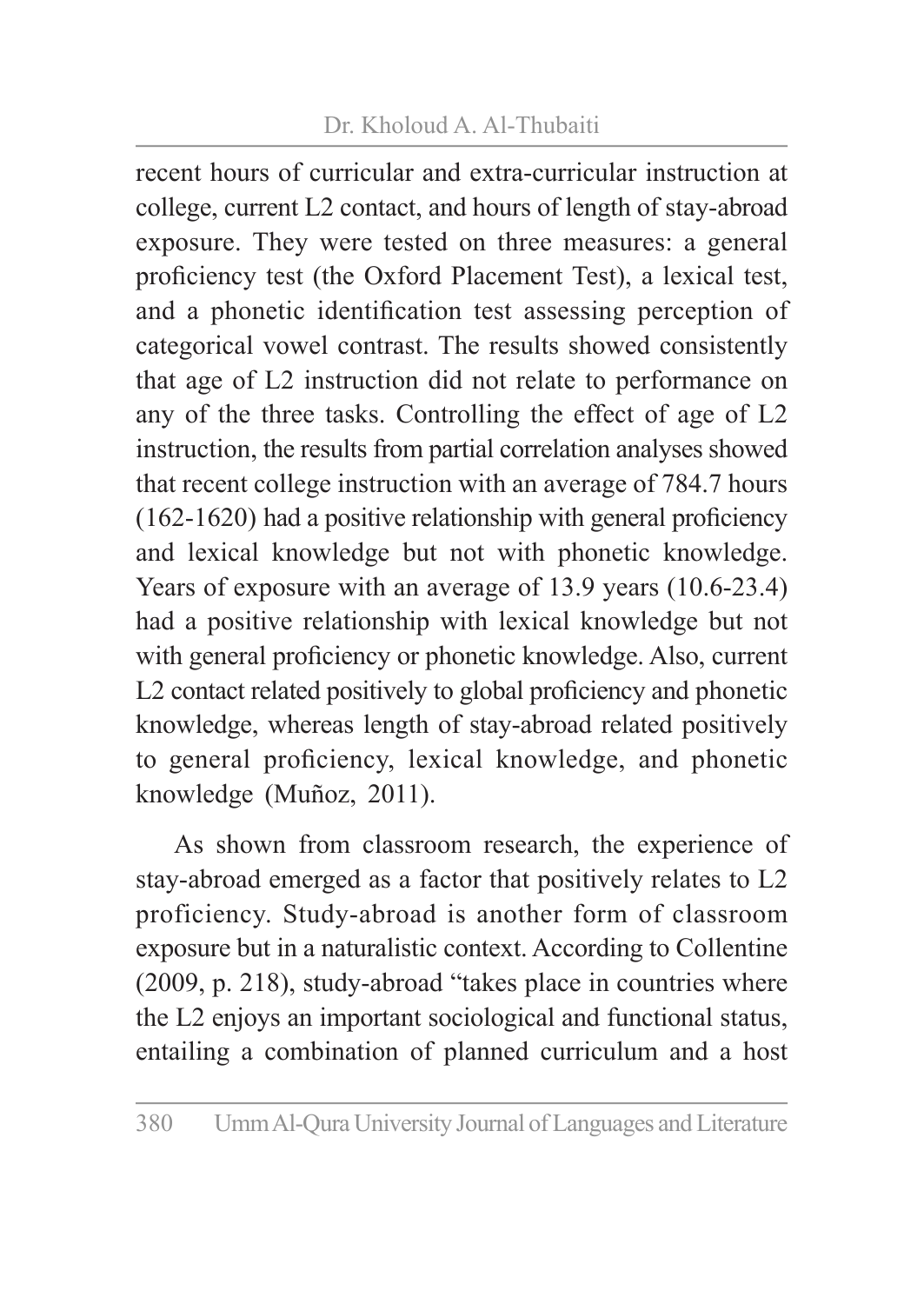recent hours of curricular and extra-curricular instruction at college, current L2 contact, and hours of length of stay-abroad exposure. They were tested on three measures: a general proficiency test (the Oxford Placement Test), a lexical test, and a phonetic identification test assessing perception of categorical vowel contrast. The results showed consistently that age of L2 instruction did not relate to performance on any of the three tasks. Controlling the effect of age of L2 instruction, the results from partial correlation analyses showed that recent college instruction with an average of 784.7 hours (162-1620) had a positive relationship with general proficiency and lexical knowledge but not with phonetic knowledge. Years of exposure with an average of 13.9 years (10.6-23.4) had a positive relationship with lexical knowledge but not with general proficiency or phonetic knowledge. Also, current L2 contact related positively to global proficiency and phonetic knowledge, whereas length of stay-abroad related positively to general proficiency, lexical knowledge, and phonetic knowledge (Muñoz, 2011).

As shown from classroom research, the experience of stay-abroad emerged as a factor that positively relates to L2 proficiency. Study-abroad is another form of classroom exposure but in a naturalistic context. According to Collentine (2009, p. 218), study-abroad "takes place in countries where the L2 enjoys an important sociological and functional status, entailing a combination of planned curriculum and a host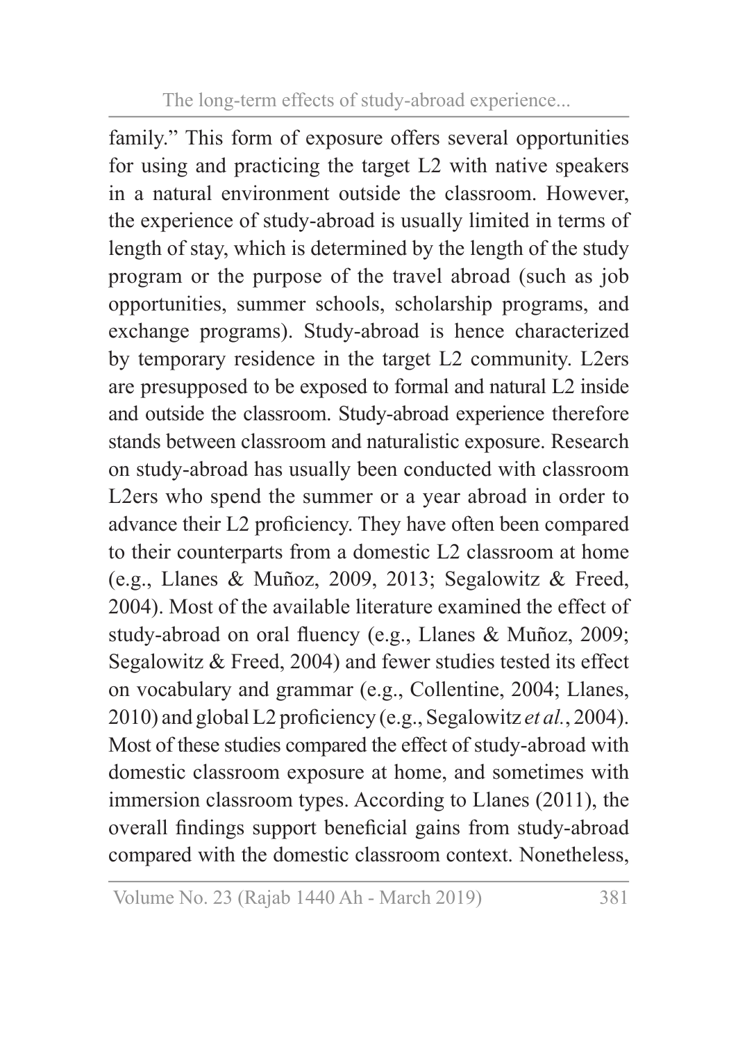family." This form of exposure offers several opportunities for using and practicing the target L2 with native speakers in a natural environment outside the classroom. However, the experience of study-abroad is usually limited in terms of length of stay, which is determined by the length of the study program or the purpose of the travel abroad (such as job opportunities, summer schools, scholarship programs, and exchange programs). Study-abroad is hence characterized by temporary residence in the target L2 community. L2ers are presupposed to be exposed to formal and natural L2 inside and outside the classroom. Study-abroad experience therefore stands between classroom and naturalistic exposure. Research on study-abroad has usually been conducted with classroom L2ers who spend the summer or a year abroad in order to advance their L2 proficiency. They have often been compared to their counterparts from a domestic L2 classroom at home (e.g., Llanes & Muñoz, 2009, 2013; Segalowitz & Freed, 2004). Most of the available literature examined the effect of study-abroad on oral fluency (e.g., Llanes & Muñoz, 2009; Segalowitz & Freed, 2004) and fewer studies tested its effect on vocabulary and grammar (e.g., Collentine, 2004; Llanes, 2010) and global L2 proficiency (e.g., Segalowitz *et al.*, 2004). Most of these studies compared the effect of study-abroad with domestic classroom exposure at home, and sometimes with immersion classroom types. According to Llanes (2011), the overall findings support beneficial gains from study-abroad compared with the domestic classroom context. Nonetheless,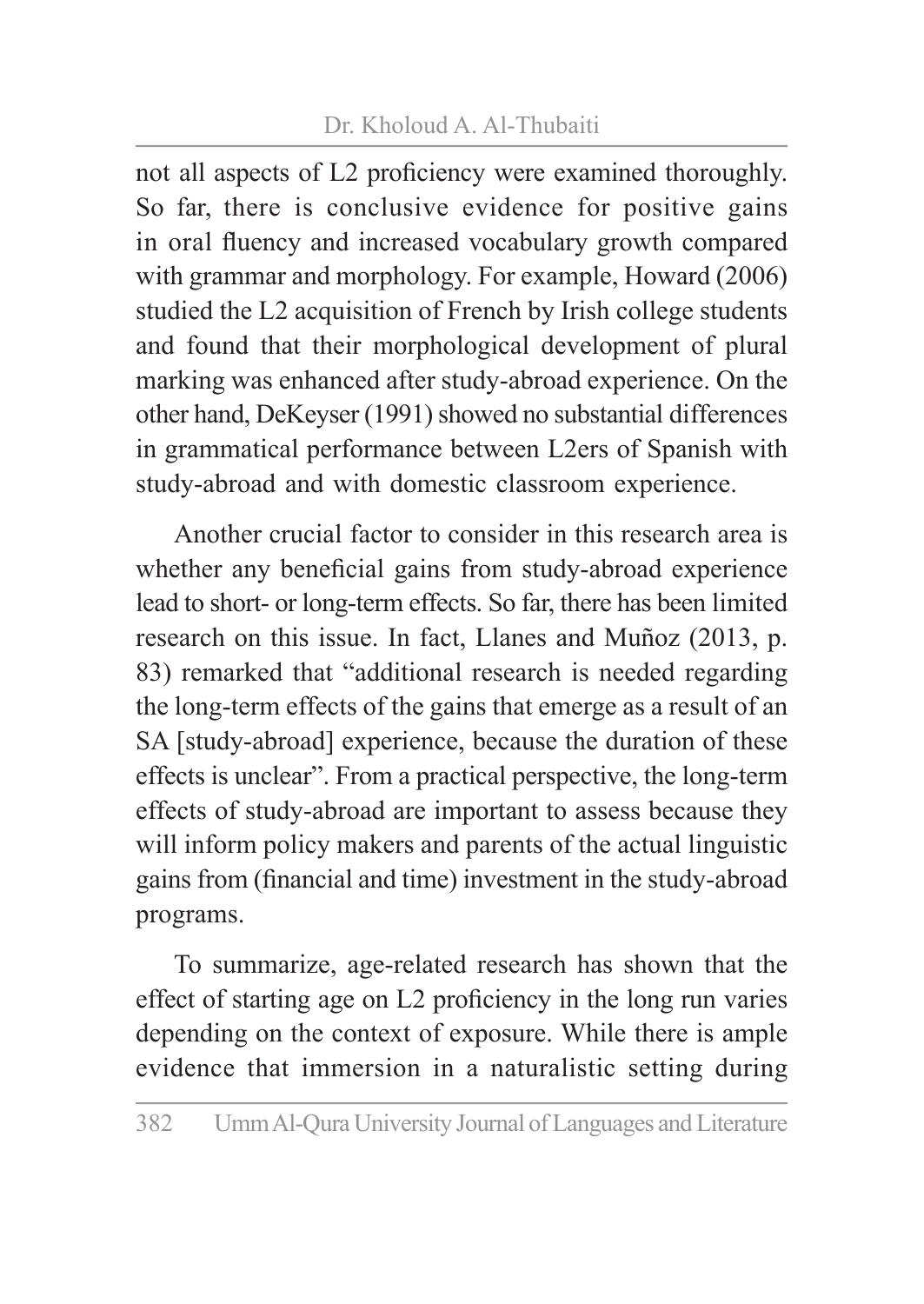not all aspects of L2 proficiency were examined thoroughly. So far, there is conclusive evidence for positive gains in oral fluency and increased vocabulary growth compared with grammar and morphology. For example, Howard (2006) studied the L2 acquisition of French by Irish college students and found that their morphological development of plural marking was enhanced after study-abroad experience. On the other hand, DeKeyser (1991) showed no substantial differences in grammatical performance between L2ers of Spanish with study-abroad and with domestic classroom experience.

Another crucial factor to consider in this research area is whether any beneficial gains from study-abroad experience lead to short- or long-term effects. So far, there has been limited research on this issue. In fact, Llanes and Muñoz (2013, p. 83) remarked that "additional research is needed regarding the long-term effects of the gains that emerge as a result of an SA [study-abroad] experience, because the duration of these effects is unclear". From a practical perspective, the long-term effects of study-abroad are important to assess because they will inform policy makers and parents of the actual linguistic gains from (financial and time) investment in the study-abroad programs.

To summarize, age-related research has shown that the effect of starting age on L2 proficiency in the long run varies depending on the context of exposure. While there is ample evidence that immersion in a naturalistic setting during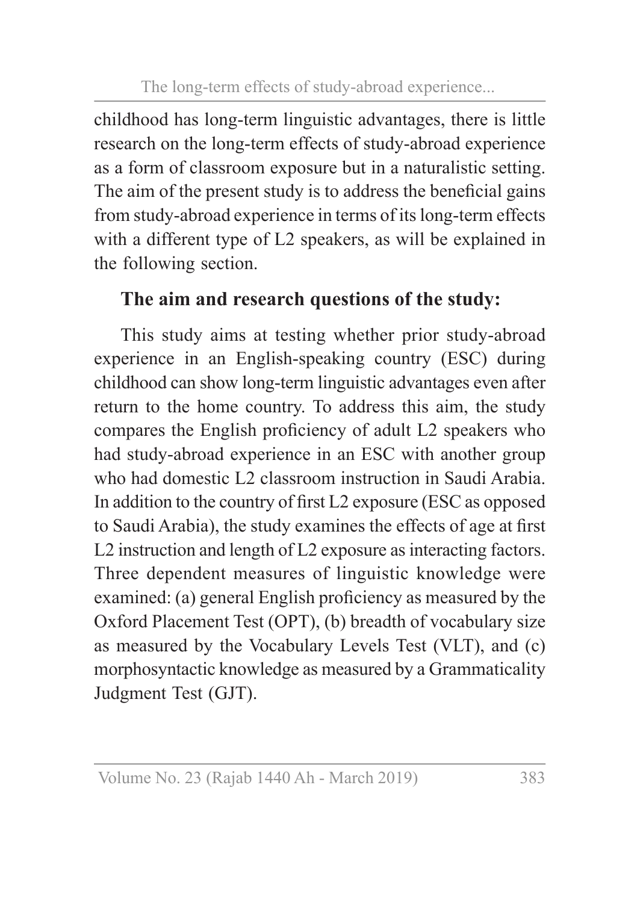childhood has long-term linguistic advantages, there is little research on the long-term effects of study-abroad experience as a form of classroom exposure but in a naturalistic setting. The aim of the present study is to address the beneficial gains from study-abroad experience in terms of its long-term effects with a different type of L2 speakers, as will be explained in the following section.

## The aim and research questions of the study:

This study aims at testing whether prior study-abroad experience in an English-speaking country (ESC) during childhood can show long-term linguistic advantages even after return to the home country. To address this aim, the study compares the English proficiency of adult L2 speakers who had study-abroad experience in an ESC with another group who had domestic L2 classroom instruction in Saudi Arabia. In addition to the country of first L2 exposure (ESC as opposed to Saudi Arabia), the study examines the effects of age at first L2 instruction and length of L2 exposure as interacting factors. Three dependent measures of linguistic knowledge were examined: (a) general English proficiency as measured by the Oxford Placement Test (OPT), (b) breadth of vocabulary size as measured by the Vocabulary Levels Test (VLT), and (c) morphosyntactic knowledge as measured by a Grammaticality Judgment Test (GJT).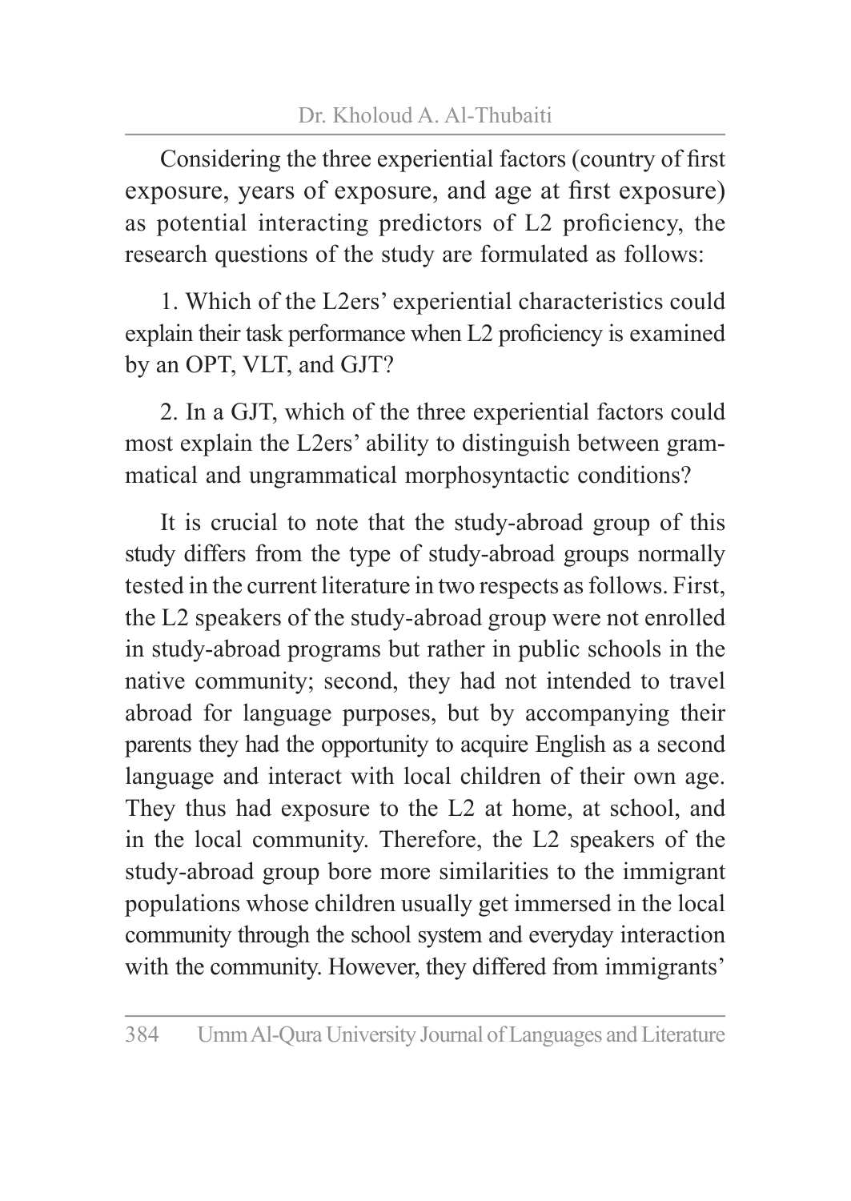Considering the three experiential factors (country of first exposure, years of exposure, and age at first exposure) as potential interacting predictors of L2 proficiency, the research questions of the study are formulated as follows:

1. Which of the L2ers' experiential characteristics could explain their task performance when L2 proficiency is examined by an OPT, VLT, and GJT?

2. In a GJT, which of the three experiential factors could most explain the L2ers' ability to distinguish between grammatical and ungrammatical morphosyntactic conditions?

It is crucial to note that the study-abroad group of this study differs from the type of study-abroad groups normally tested in the current literature in two respects as follows. First, the L2 speakers of the study-abroad group were not enrolled in study-abroad programs but rather in public schools in the native community; second, they had not intended to travel abroad for language purposes, but by accompanying their parents they had the opportunity to acquire English as a second language and interact with local children of their own age. They thus had exposure to the L2 at home, at school, and in the local community. Therefore, the L2 speakers of the study-abroad group bore more similarities to the immigrant populations whose children usually get immersed in the local community through the school system and everyday interaction with the community. However, they differed from immigrants'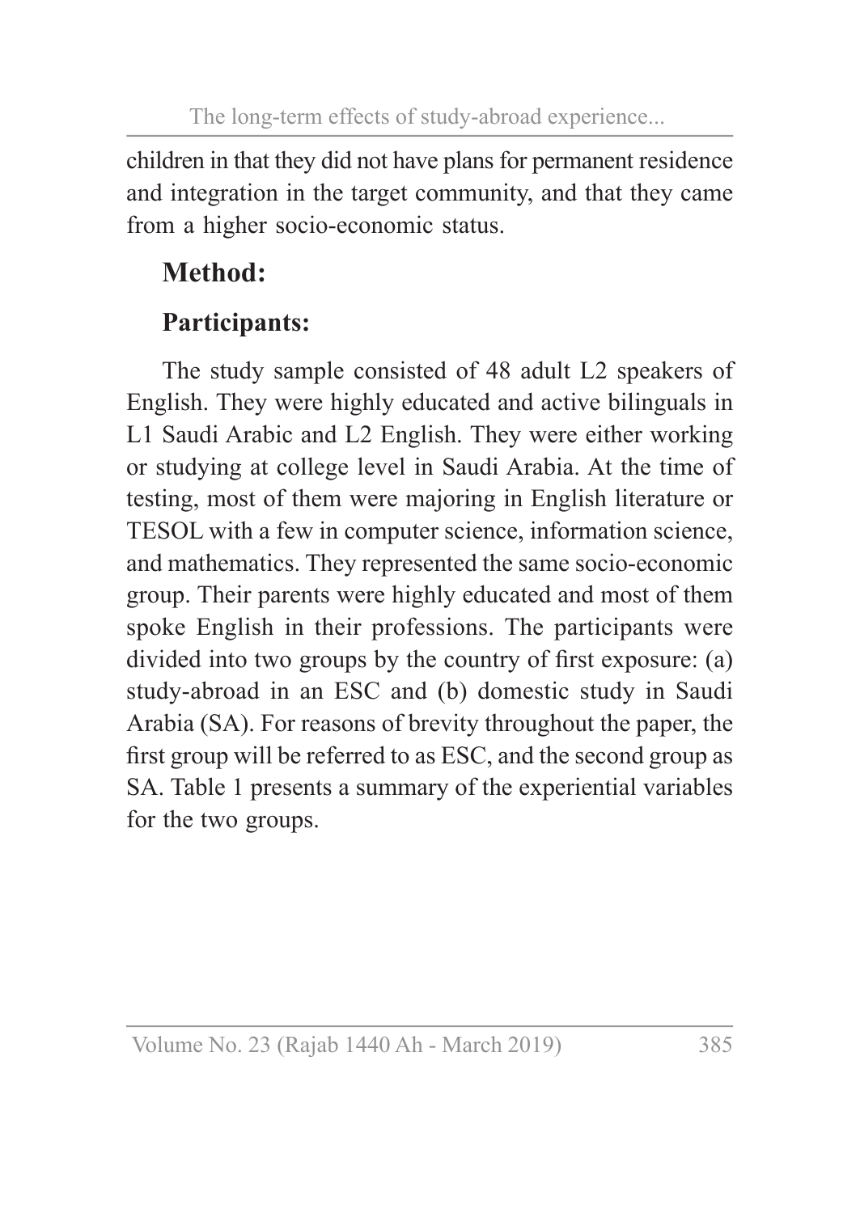children in that they did not have plans for permanent residence and integration in the target community, and that they came from a higher socio-economic status.

## Method:

### Participants:

The study sample consisted of 48 adult L2 speakers of English. They were highly educated and active bilinguals in L1 Saudi Arabic and L2 English. They were either working or studying at college level in Saudi Arabia. At the time of testing, most of them were majoring in English literature or TESOL with a few in computer science, information science, and mathematics. They represented the same socio-economic group. Their parents were highly educated and most of them spoke English in their professions. The participants were divided into two groups by the country of first exposure: (a) study-abroad in an ESC and (b) domestic study in Saudi Arabia (SA). For reasons of brevity throughout the paper, the first group will be referred to as ESC, and the second group as SA. Table 1 presents a summary of the experiential variables for the two groups.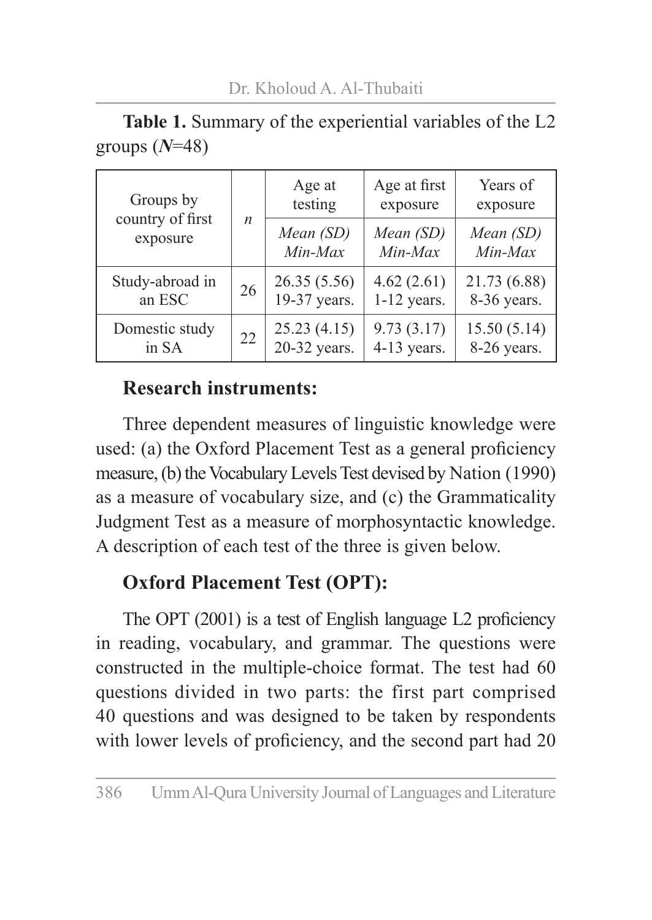**Table 1.** Summary of the experiential variables of the L2 groups (***N***=48)

| Groups by country of first exposure | *n* | Age at testing | Age at first exposure | Years of exposure |
|---|---|---|---|---|
| | | *Mean (SD)* *Min-Max* | *Mean (SD)* *Min-Max* | *Mean (SD)* *Min-Max* |
| Study-abroad in an ESC | 26 | 26.35 (5.56) 19-37 years. | 4.62 (2.61) 1-12 years. | 21.73 (6.88) 8-36 years. |
| Domestic study in SA | 22 | 25.23 (4.15) 20-32 years. | 9.73 (3.17) 4-13 years. | 15.50 (5.14) 8-26 years. |

## Research instruments:

Three dependent measures of linguistic knowledge were used: (a) the Oxford Placement Test as a general proficiency measure, (b) the Vocabulary Levels Test devised by Nation (1990) as a measure of vocabulary size, and (c) the Grammaticality Judgment Test as a measure of morphosyntactic knowledge. A description of each test of the three is given below.

## Oxford Placement Test (OPT):

The OPT (2001) is a test of English language L2 proficiency in reading, vocabulary, and grammar. The questions were constructed in the multiple-choice format. The test had 60 questions divided in two parts: the first part comprised 40 questions and was designed to be taken by respondents with lower levels of proficiency, and the second part had 20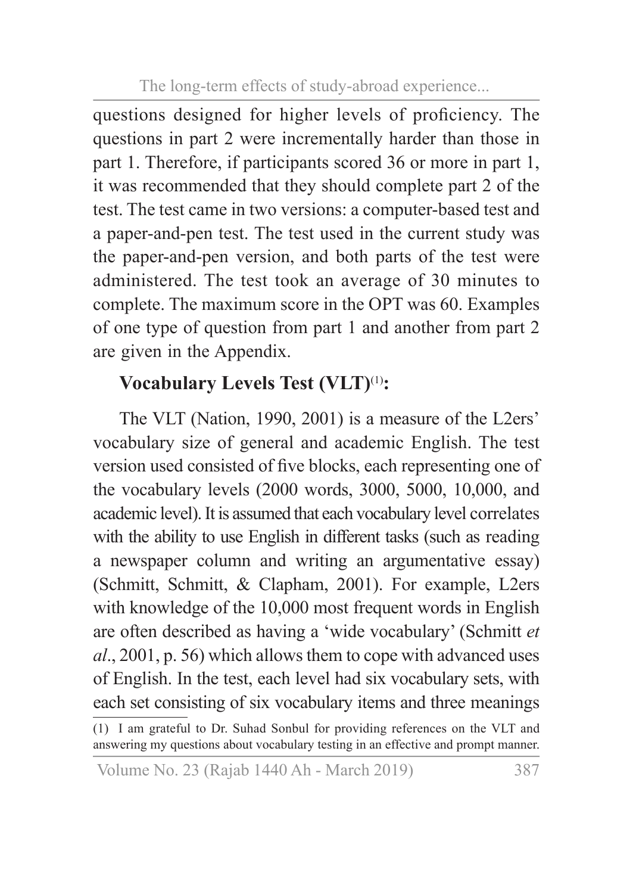questions designed for higher levels of proficiency. The questions in part 2 were incrementally harder than those in part 1. Therefore, if participants scored 36 or more in part 1, it was recommended that they should complete part 2 of the test. The test came in two versions: a computer-based test and a paper-and-pen test. The test used in the current study was the paper-and-pen version, and both parts of the test were administered. The test took an average of 30 minutes to complete. The maximum score in the OPT was 60. Examples of one type of question from part 1 and another from part 2 are given in the Appendix.

### Vocabulary Levels Test (VLT)[1]:

The VLT (Nation, 1990, 2001) is a measure of the L2ers' vocabulary size of general and academic English. The test version used consisted of five blocks, each representing one of the vocabulary levels (2000 words, 3000, 5000, 10,000, and academic level). It is assumed that each vocabulary level correlates with the ability to use English in different tasks (such as reading a newspaper column and writing an argumentative essay) (Schmitt, Schmitt, & Clapham, 2001). For example, L2ers with knowledge of the 10,000 most frequent words in English are often described as having a 'wide vocabulary' (Schmitt *et al*., 2001, p. 56) which allows them to cope with advanced uses of English. In the test, each level had six vocabulary sets, with each set consisting of six vocabulary items and three meanings

(1) I am grateful to Dr. Suhad Sonbul for providing references on the VLT and answering my questions about vocabulary testing in an effective and prompt manner.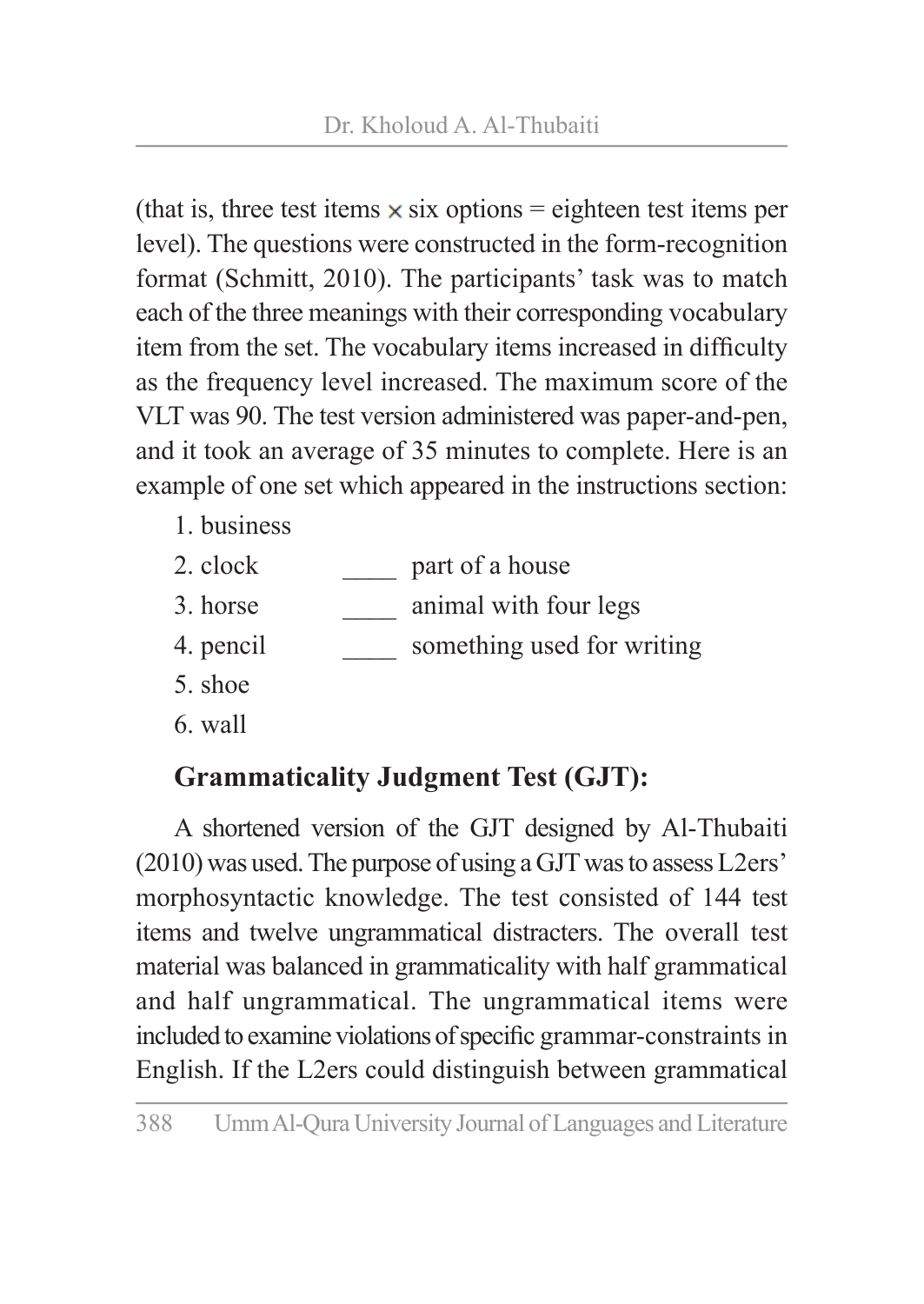(that is, three test items × six options = eighteen test items per level). The questions were constructed in the form-recognition format (Schmitt, 2010). The participants' task was to match each of the three meanings with their corresponding vocabulary item from the set. The vocabulary items increased in difficulty as the frequency level increased. The maximum score of the VLT was 90. The test version administered was paper-and-pen, and it took an average of 35 minutes to complete. Here is an example of one set which appeared in the instructions section:

```
1. business
2. clock        ____  part of a house
3. horse        ____  animal with four legs
4. pencil       ____  something used for writing
5. shoe
6. wall
```

### Grammaticality Judgment Test (GJT):

A shortened version of the GJT designed by Al-Thubaiti (2010) was used. The purpose of using a GJT was to assess L2ers' morphosyntactic knowledge. The test consisted of 144 test items and twelve ungrammatical distracters. The overall test material was balanced in grammaticality with half grammatical and half ungrammatical. The ungrammatical items were included to examine violations of specific grammar-constraints in English. If the L2ers could distinguish between grammatical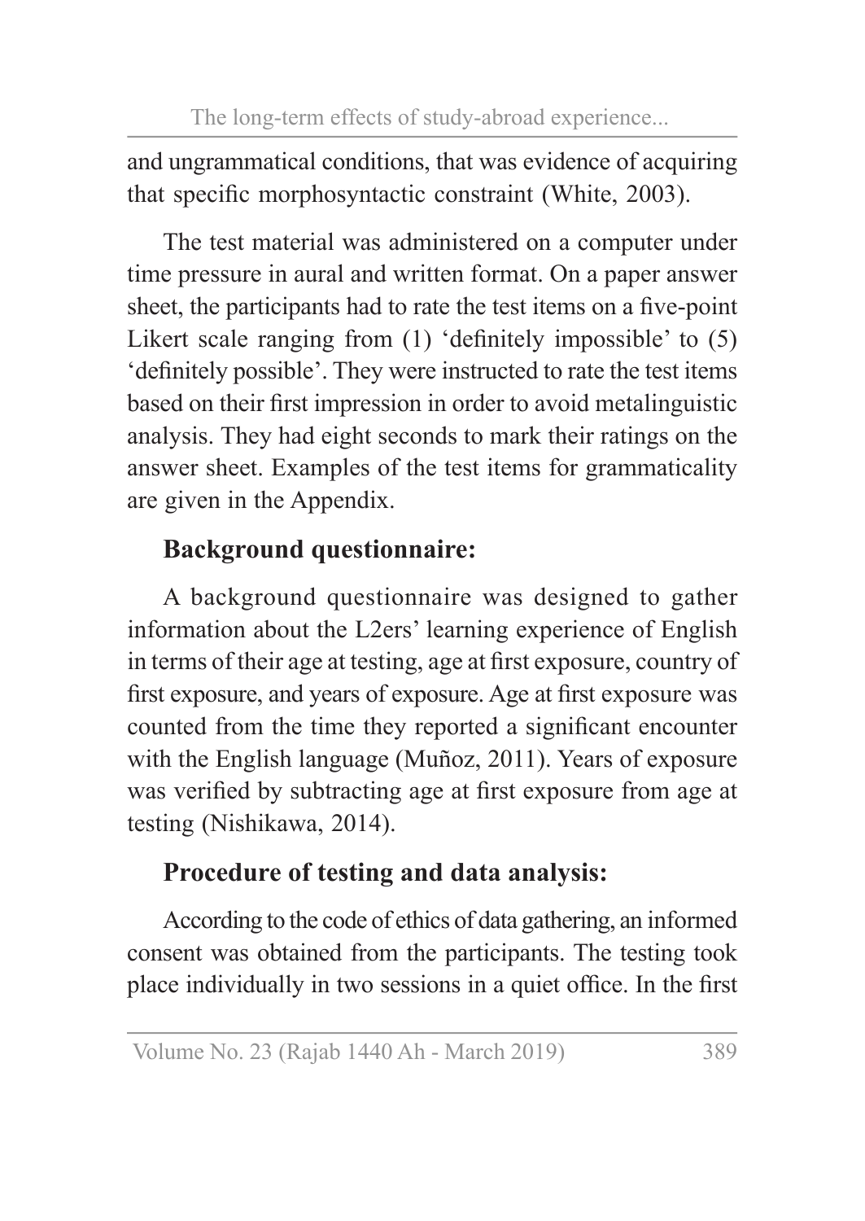and ungrammatical conditions, that was evidence of acquiring that specific morphosyntactic constraint (White, 2003).

The test material was administered on a computer under time pressure in aural and written format. On a paper answer sheet, the participants had to rate the test items on a five-point Likert scale ranging from (1) 'definitely impossible' to (5) 'definitely possible'. They were instructed to rate the test items based on their first impression in order to avoid metalinguistic analysis. They had eight seconds to mark their ratings on the answer sheet. Examples of the test items for grammaticality are given in the Appendix.

**Background questionnaire:**

A background questionnaire was designed to gather information about the L2ers' learning experience of English in terms of their age at testing, age at first exposure, country of first exposure, and years of exposure. Age at first exposure was counted from the time they reported a significant encounter with the English language (Muñoz, 2011). Years of exposure was verified by subtracting age at first exposure from age at testing (Nishikawa, 2014).

**Procedure of testing and data analysis:**

According to the code of ethics of data gathering, an informed consent was obtained from the participants. The testing took place individually in two sessions in a quiet office. In the first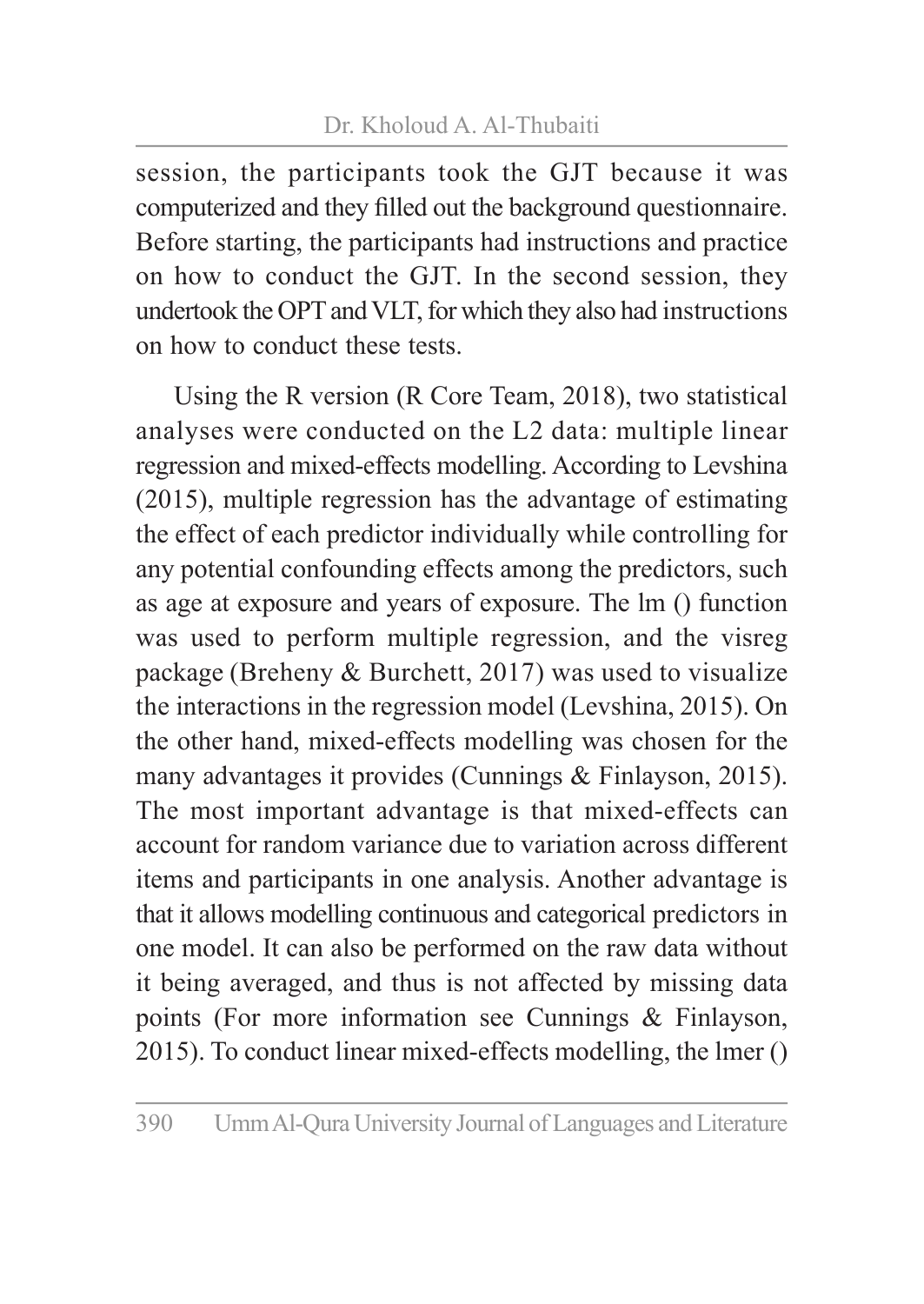session, the participants took the GJT because it was computerized and they filled out the background questionnaire. Before starting, the participants had instructions and practice on how to conduct the GJT. In the second session, they undertook the OPT and VLT, for which they also had instructions on how to conduct these tests.

Using the R version (R Core Team, 2018), two statistical analyses were conducted on the L2 data: multiple linear regression and mixed-effects modelling. According to Levshina (2015), multiple regression has the advantage of estimating the effect of each predictor individually while controlling for any potential confounding effects among the predictors, such as age at exposure and years of exposure. The lm () function was used to perform multiple regression, and the visreg package (Breheny & Burchett, 2017) was used to visualize the interactions in the regression model (Levshina, 2015). On the other hand, mixed-effects modelling was chosen for the many advantages it provides (Cunnings & Finlayson, 2015). The most important advantage is that mixed-effects can account for random variance due to variation across different items and participants in one analysis. Another advantage is that it allows modelling continuous and categorical predictors in one model. It can also be performed on the raw data without it being averaged, and thus is not affected by missing data points (For more information see Cunnings & Finlayson, 2015). To conduct linear mixed-effects modelling, the lmer ()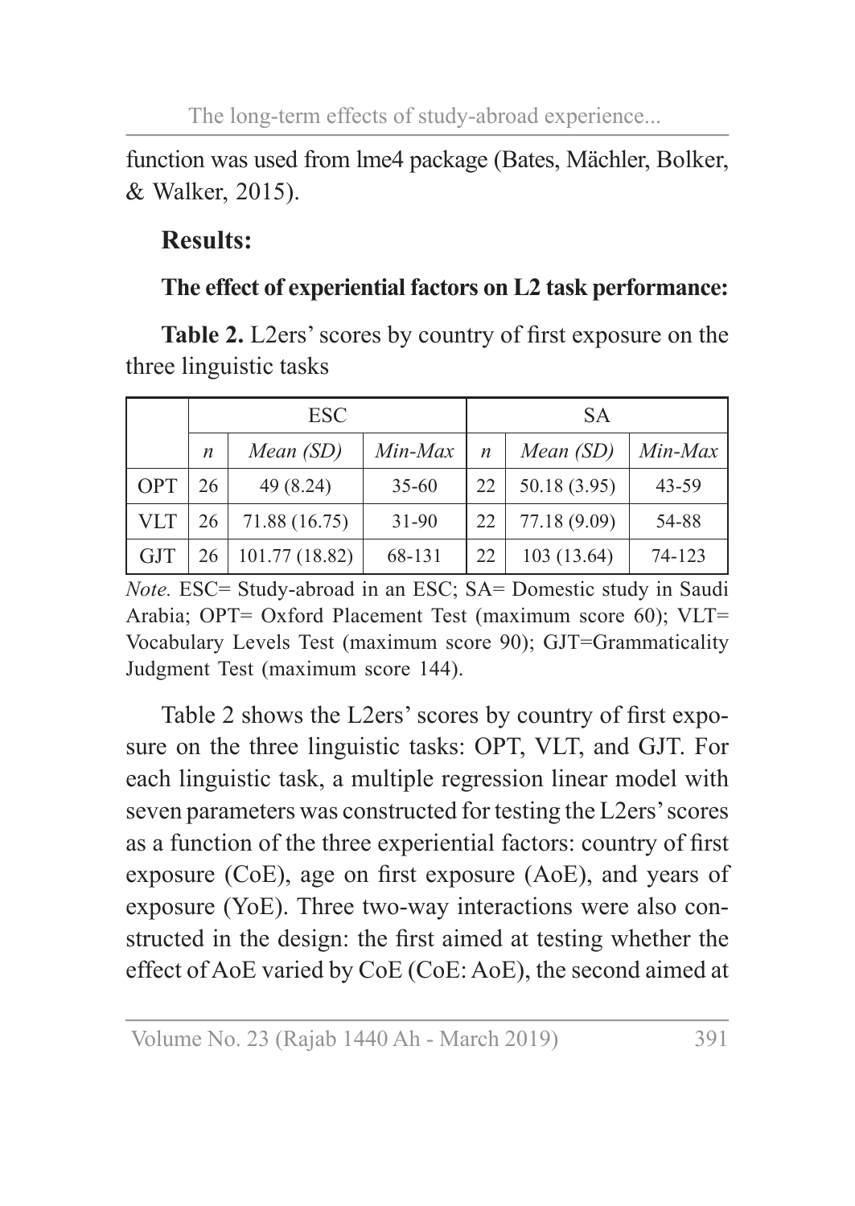function was used from lme4 package (Bates, Mächler, Bolker, & Walker, 2015).

## Results:

### The effect of experiential factors on L2 task performance:

**Table 2.** L2ers' scores by country of first exposure on the three linguistic tasks

| | ESC | | | SA | | |
|---|---|---|---|---|---|---|
| | *n* | *Mean (SD)* | *Min-Max* | *n* | *Mean (SD)* | *Min-Max* |
| OPT | 26 | 49 (8.24) | 35-60 | 22 | 50.18 (3.95) | 43-59 |
| VLT | 26 | 71.88 (16.75) | 31-90 | 22 | 77.18 (9.09) | 54-88 |
| GJT | 26 | 101.77 (18.82) | 68-131 | 22 | 103 (13.64) | 74-123 |

*Note.* ESC= Study-abroad in an ESC; SA= Domestic study in Saudi Arabia; OPT= Oxford Placement Test (maximum score 60); VLT= Vocabulary Levels Test (maximum score 90); GJT=Grammaticality Judgment Test (maximum score 144).

Table 2 shows the L2ers' scores by country of first exposure on the three linguistic tasks: OPT, VLT, and GJT. For each linguistic task, a multiple regression linear model with seven parameters was constructed for testing the L2ers' scores as a function of the three experiential factors: country of first exposure (CoE), age on first exposure (AoE), and years of exposure (YoE). Three two-way interactions were also constructed in the design: the first aimed at testing whether the effect of AoE varied by CoE (CoE: AoE), the second aimed at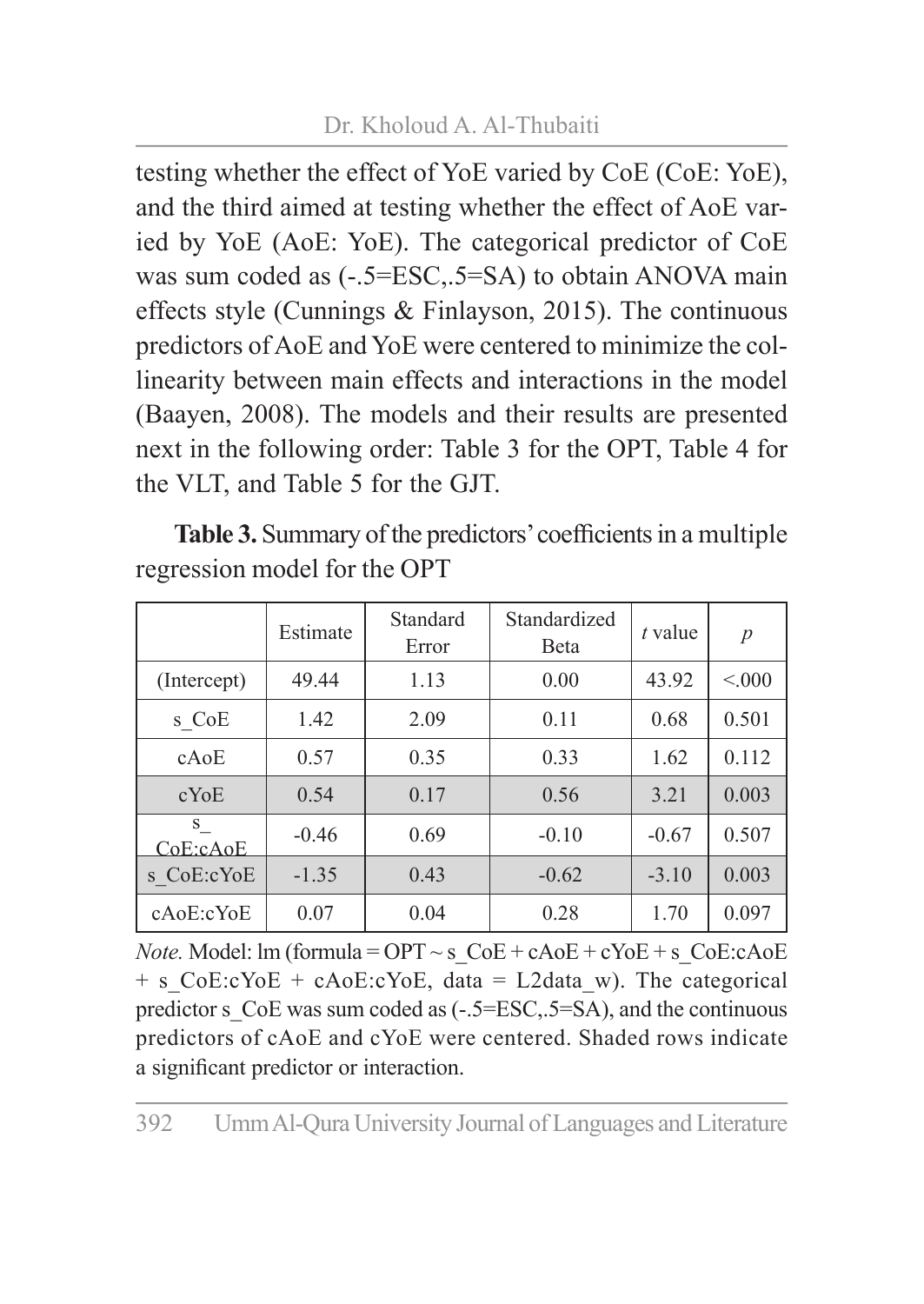testing whether the effect of YoE varied by CoE (CoE: YoE), and the third aimed at testing whether the effect of AoE varied by YoE (AoE: YoE). The categorical predictor of CoE was sum coded as (-.5=ESC,.5=SA) to obtain ANOVA main effects style (Cunnings & Finlayson, 2015). The continuous predictors of AoE and YoE were centered to minimize the collinearity between main effects and interactions in the model (Baayen, 2008). The models and their results are presented next in the following order: Table 3 for the OPT, Table 4 for the VLT, and Table 5 for the GJT.

**Table 3.** Summary of the predictors' coefficients in a multiple regression model for the OPT

| | Estimate | Standard Error | Standardized Beta | *t* value | *p* |
|---|---|---|---|---|---|
| (Intercept) | 49.44 | 1.13 | 0.00 | 43.92 | <.000 |
| s_CoE | 1.42 | 2.09 | 0.11 | 0.68 | 0.501 |
| cAoE | 0.57 | 0.35 | 0.33 | 1.62 | 0.112 |
| cYoE | 0.54 | 0.17 | 0.56 | 3.21 | 0.003 |
| s_CoE:cAoE | -0.46 | 0.69 | -0.10 | -0.67 | 0.507 |
| s_CoE:cYoE | -1.35 | 0.43 | -0.62 | -3.10 | 0.003 |
| cAoE:cYoE | 0.07 | 0.04 | 0.28 | 1.70 | 0.097 |

*Note.* Model: lm (formula = OPT ~ s_CoE + cAoE + cYoE + s_CoE:cAoE + s_CoE:cYoE + cAoE:cYoE, data = L2data_w). The categorical predictor s_CoE was sum coded as (-.5=ESC,.5=SA), and the continuous predictors of cAoE and cYoE were centered. Shaded rows indicate a significant predictor or interaction.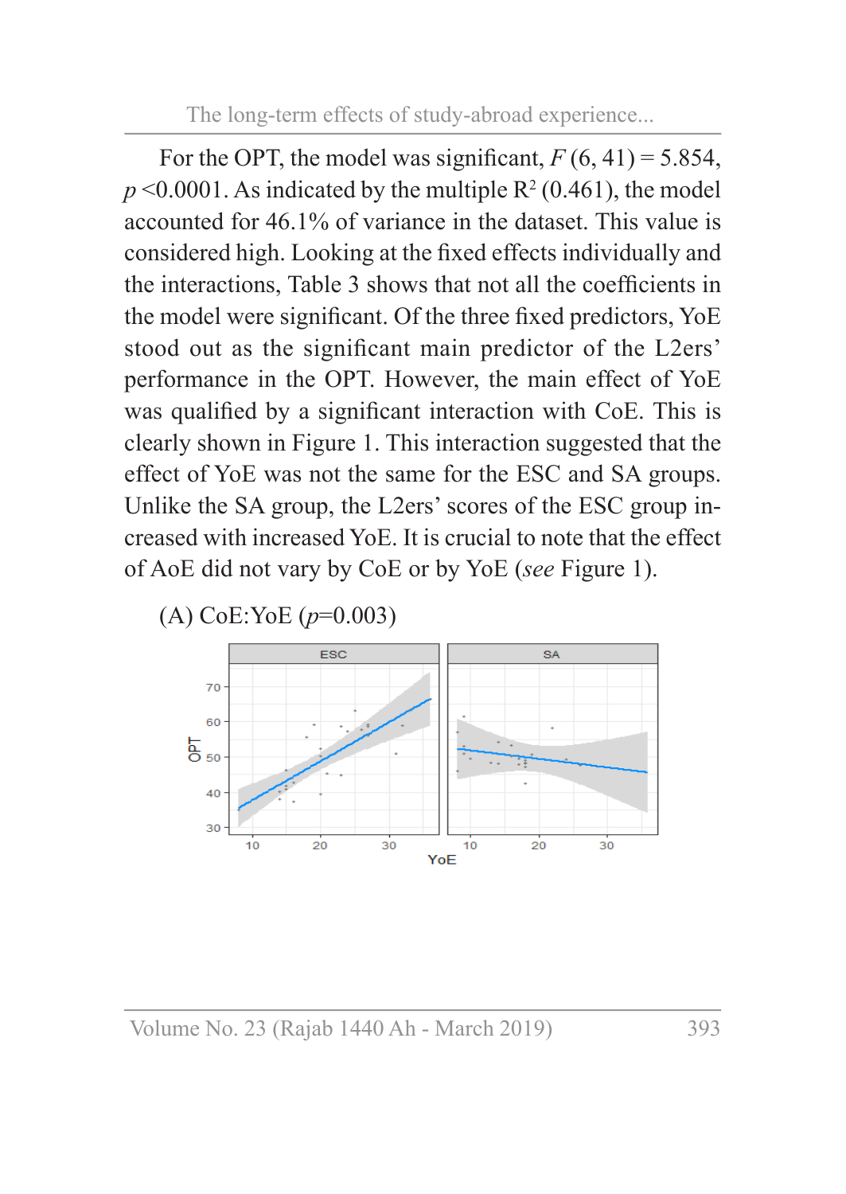For the OPT, the model was significant, $F$ (6, 41) = 5.854, $p$ <0.0001. As indicated by the multiple $R^2$ (0.461), the model accounted for 46.1% of variance in the dataset. This value is considered high. Looking at the fixed effects individually and the interactions, Table 3 shows that not all the coefficients in the model were significant. Of the three fixed predictors, YoE stood out as the significant main predictor of the L2ers' performance in the OPT. However, the main effect of YoE was qualified by a significant interaction with CoE. This is clearly shown in Figure 1. This interaction suggested that the effect of YoE was not the same for the ESC and SA groups. Unlike the SA group, the L2ers' scores of the ESC group increased with increased YoE. It is crucial to note that the effect of AoE did not vary by CoE or by YoE (*see* Figure 1).

(A) CoE:YoE ($p$=0.003)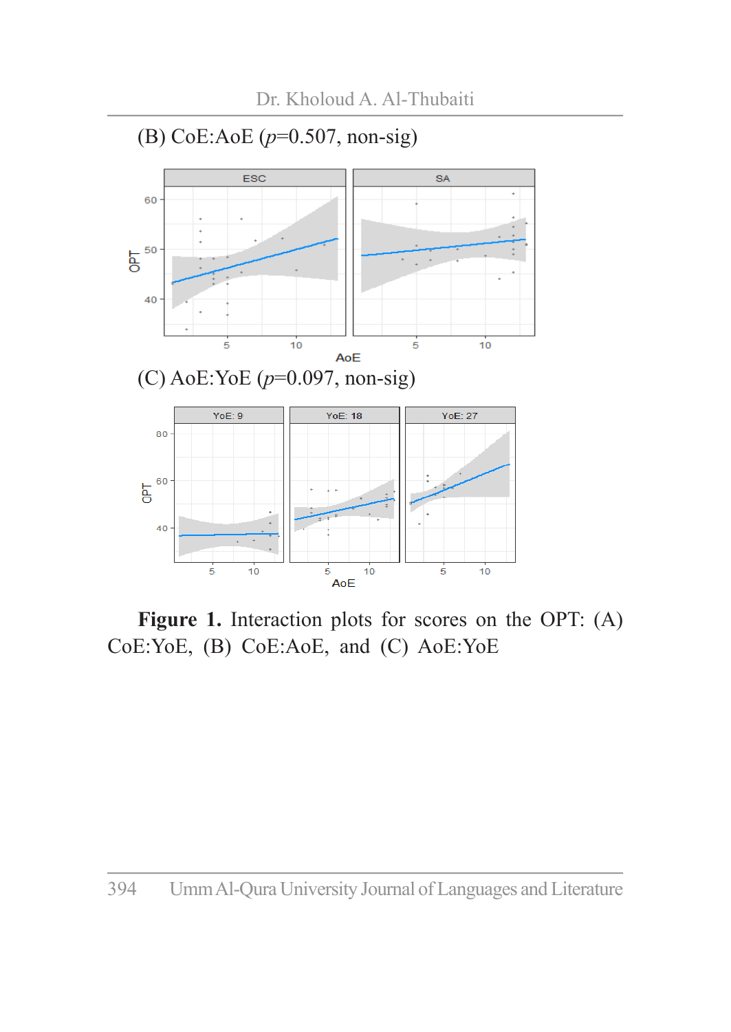(B) CoE:AoE ($p$=0.507, non-sig)

(C) AoE:YoE ($p$=0.097, non-sig)

**Figure 1.** Interaction plots for scores on the OPT: (A) CoE:YoE, (B) CoE:AoE, and (C) AoE:YoE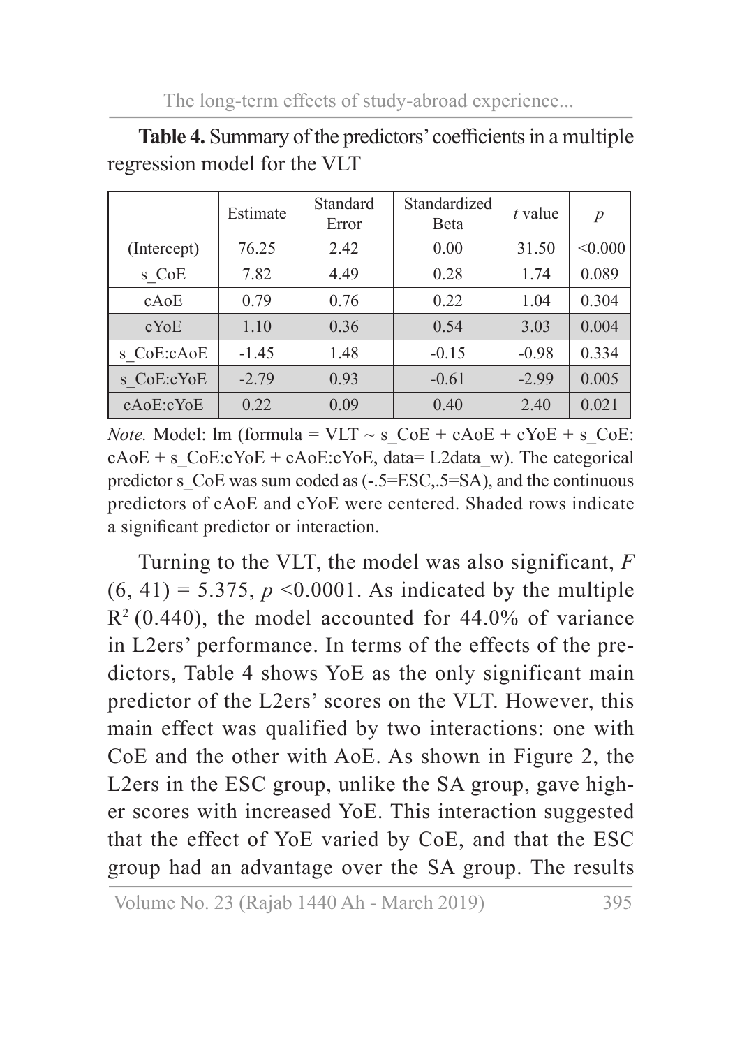**Table 4.** Summary of the predictors' coefficients in a multiple regression model for the VLT

| | Estimate | Standard Error | Standardized Beta | *t* value | *p* |
|---|---|---|---|---|---|
| (Intercept) | 76.25 | 2.42 | 0.00 | 31.50 | <0.000 |
| s_CoE | 7.82 | 4.49 | 0.28 | 1.74 | 0.089 |
| cAoE | 0.79 | 0.76 | 0.22 | 1.04 | 0.304 |
| cYoE | 1.10 | 0.36 | 0.54 | 3.03 | 0.004 |
| s_CoE:cAoE | -1.45 | 1.48 | -0.15 | -0.98 | 0.334 |
| s_CoE:cYoE | -2.79 | 0.93 | -0.61 | -2.99 | 0.005 |
| cAoE:cYoE | 0.22 | 0.09 | 0.40 | 2.40 | 0.021 |

*Note.* Model: lm (formula = VLT ~ s_CoE + cAoE + cYoE + s_CoE: cAoE + s_CoE:cYoE + cAoE:cYoE, data= L2data_w). The categorical predictor s_CoE was sum coded as (-.5=ESC,.5=SA), and the continuous predictors of cAoE and cYoE were centered. Shaded rows indicate a significant predictor or interaction.

Turning to the VLT, the model was also significant, $F(6, 41) = 5.375$, $p < 0.0001$. As indicated by the multiple $R^2$ (0.440), the model accounted for 44.0% of variance in L2ers' performance. In terms of the effects of the predictors, Table 4 shows YoE as the only significant main predictor of the L2ers' scores on the VLT. However, this main effect was qualified by two interactions: one with CoE and the other with AoE. As shown in Figure 2, the L2ers in the ESC group, unlike the SA group, gave higher scores with increased YoE. This interaction suggested that the effect of YoE varied by CoE, and that the ESC group had an advantage over the SA group. The results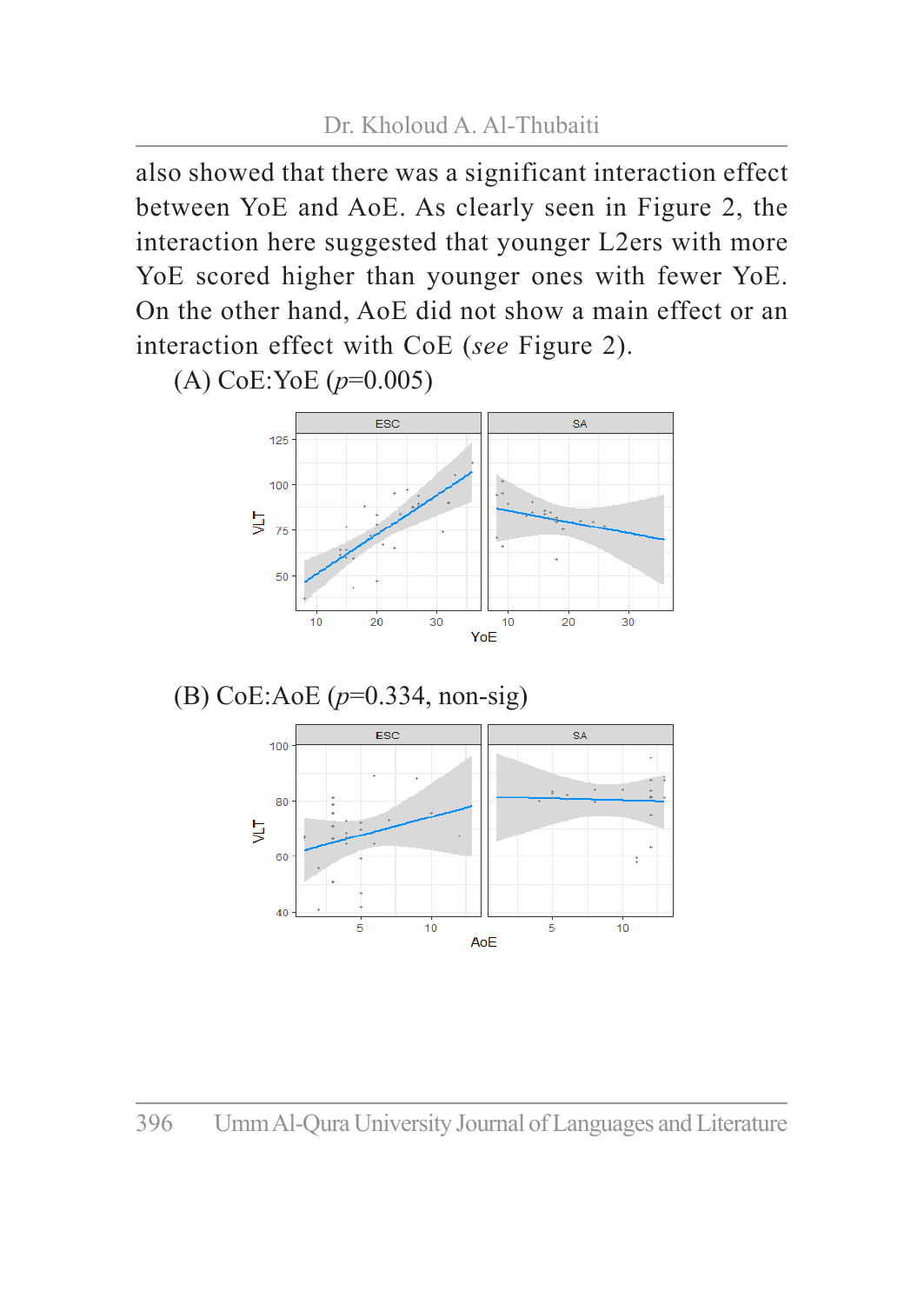also showed that there was a significant interaction effect between YoE and AoE. As clearly seen in Figure 2, the interaction here suggested that younger L2ers with more YoE scored higher than younger ones with fewer YoE. On the other hand, AoE did not show a main effect or an interaction effect with CoE (*see* Figure 2).

(A) CoE:YoE (*p*=0.005)

(B) CoE:AoE (*p*=0.334, non-sig)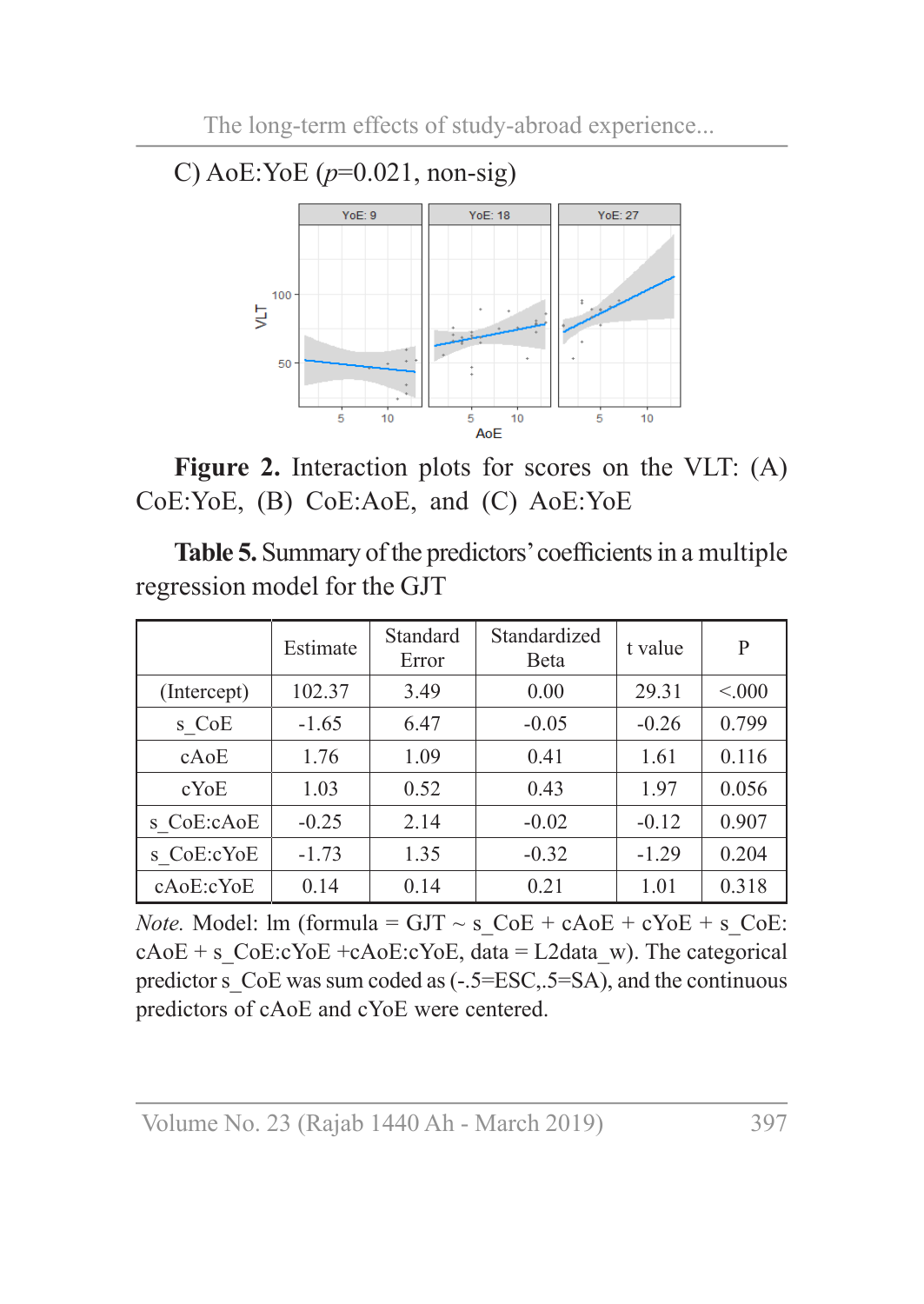C) AoE:YoE (*p*=0.021, non-sig)

**Figure 2.** Interaction plots for scores on the VLT: (A) CoE:YoE, (B) CoE:AoE, and (C) AoE:YoE

**Table 5.** Summary of the predictors' coefficients in a multiple regression model for the GJT

| | Estimate | Standard Error | Standardized Beta | t value | P |
|---|---|---|---|---|---|
| (Intercept) | 102.37 | 3.49 | 0.00 | 29.31 | <.000 |
| s_CoE | -1.65 | 6.47 | -0.05 | -0.26 | 0.799 |
| cAoE | 1.76 | 1.09 | 0.41 | 1.61 | 0.116 |
| cYoE | 1.03 | 0.52 | 0.43 | 1.97 | 0.056 |
| s_CoE:cAoE | -0.25 | 2.14 | -0.02 | -0.12 | 0.907 |
| s_CoE:cYoE | -1.73 | 1.35 | -0.32 | -1.29 | 0.204 |
| cAoE:cYoE | 0.14 | 0.14 | 0.21 | 1.01 | 0.318 |

*Note.* Model: lm (formula = GJT ~ s_CoE + cAoE + cYoE + s_CoE:cAoE + s_CoE:cYoE +cAoE:cYoE, data = L2data_w). The categorical predictor s_CoE was sum coded as (-.5=ESC,.5=SA), and the continuous predictors of cAoE and cYoE were centered.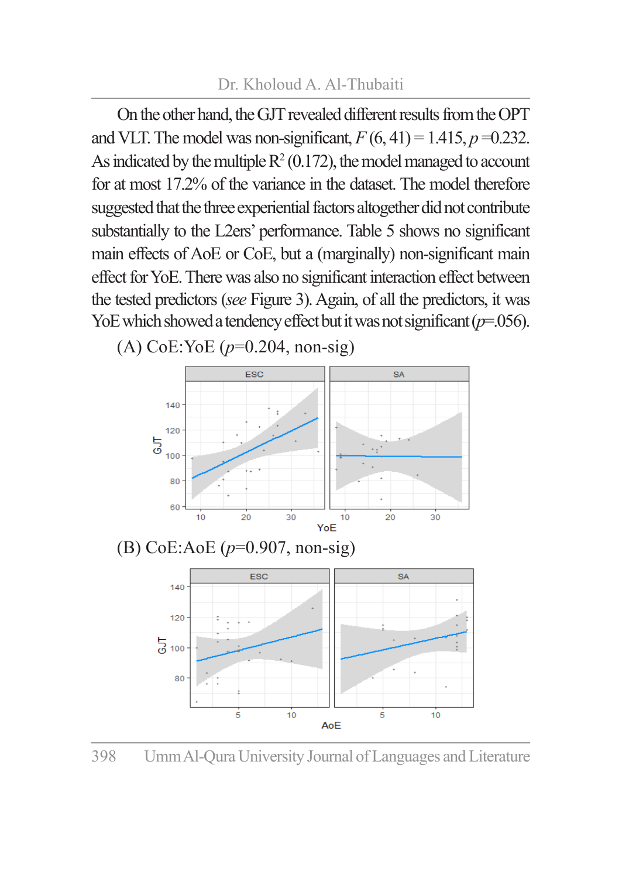On the other hand, the GJT revealed different results from the OPT and VLT. The model was non-significant, $F(6, 41) = 1.415$, $p = 0.232$. As indicated by the multiple $R^2$ (0.172), the model managed to account for at most 17.2% of the variance in the dataset. The model therefore suggested that the three experiential factors altogether did not contribute substantially to the L2ers' performance. Table 5 shows no significant main effects of AoE or CoE, but a (marginally) non-significant main effect for YoE. There was also no significant interaction effect between the tested predictors (*see* Figure 3). Again, of all the predictors, it was YoE which showed a tendency effect but it was not significant ($p$=.056).

(A) CoE:YoE ($p$=0.204, non-sig)

(B) CoE:AoE ($p$=0.907, non-sig)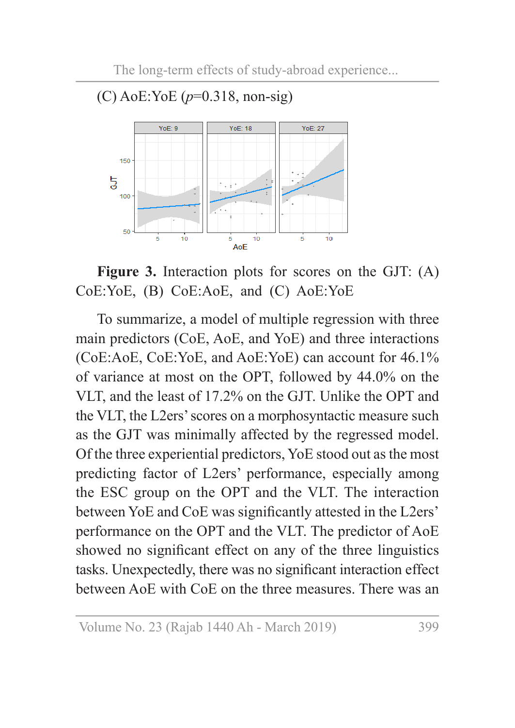(C) AoE:YoE ($p$=0.318, non-sig)

**Figure 3.** Interaction plots for scores on the GJT: (A) CoE:YoE, (B) CoE:AoE, and (C) AoE:YoE

To summarize, a model of multiple regression with three main predictors (CoE, AoE, and YoE) and three interactions (CoE:AoE, CoE:YoE, and AoE:YoE) can account for 46.1% of variance at most on the OPT, followed by 44.0% on the VLT, and the least of 17.2% on the GJT. Unlike the OPT and the VLT, the L2ers' scores on a morphosyntactic measure such as the GJT was minimally affected by the regressed model. Of the three experiential predictors, YoE stood out as the most predicting factor of L2ers' performance, especially among the ESC group on the OPT and the VLT. The interaction between YoE and CoE was significantly attested in the L2ers' performance on the OPT and the VLT. The predictor of AoE showed no significant effect on any of the three linguistics tasks. Unexpectedly, there was no significant interaction effect between AoE with CoE on the three measures. There was an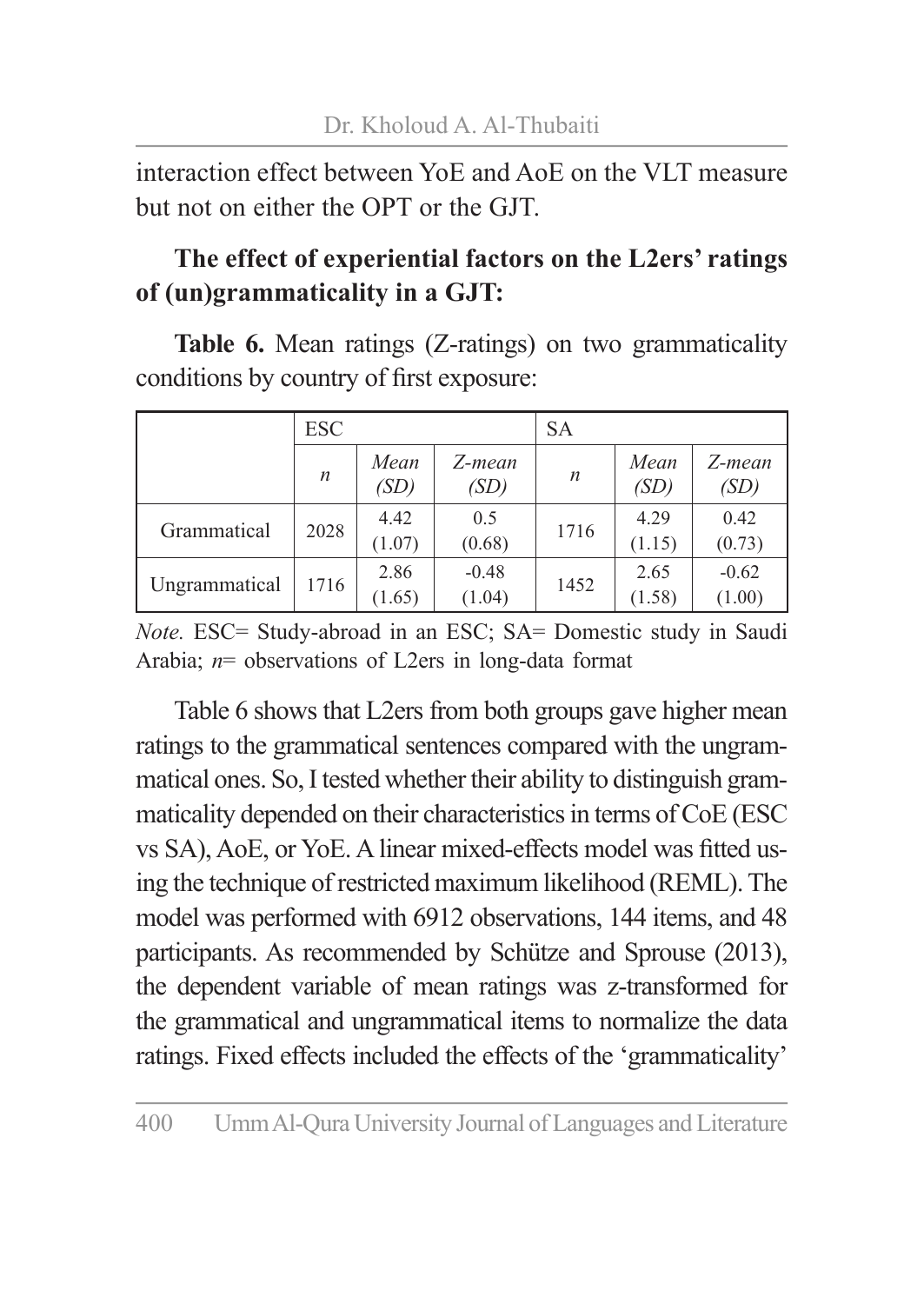interaction effect between YoE and AoE on the VLT measure but not on either the OPT or the GJT.

### The effect of experiential factors on the L2ers' ratings of (un)grammaticality in a GJT:

**Table 6.** Mean ratings (Z-ratings) on two grammaticality conditions by country of first exposure:

| | ESC | | | SA | | |
|---|---|---|---|---|---|---|
| | *n* | *Mean (SD)* | *Z-mean (SD)* | *n* | *Mean (SD)* | *Z-mean (SD)* |
| Grammatical | 2028 | 4.42 (1.07) | 0.5 (0.68) | 1716 | 4.29 (1.15) | 0.42 (0.73) |
| Ungrammatical | 1716 | 2.86 (1.65) | -0.48 (1.04) | 1452 | 2.65 (1.58) | -0.62 (1.00) |

*Note.* ESC= Study-abroad in an ESC; SA= Domestic study in Saudi Arabia; *n*= observations of L2ers in long-data format

Table 6 shows that L2ers from both groups gave higher mean ratings to the grammatical sentences compared with the ungrammatical ones. So, I tested whether their ability to distinguish grammaticality depended on their characteristics in terms of CoE (ESC vs SA), AoE, or YoE. A linear mixed-effects model was fitted using the technique of restricted maximum likelihood (REML). The model was performed with 6912 observations, 144 items, and 48 participants. As recommended by Schütze and Sprouse (2013), the dependent variable of mean ratings was z-transformed for the grammatical and ungrammatical items to normalize the data ratings. Fixed effects included the effects of the 'grammaticality'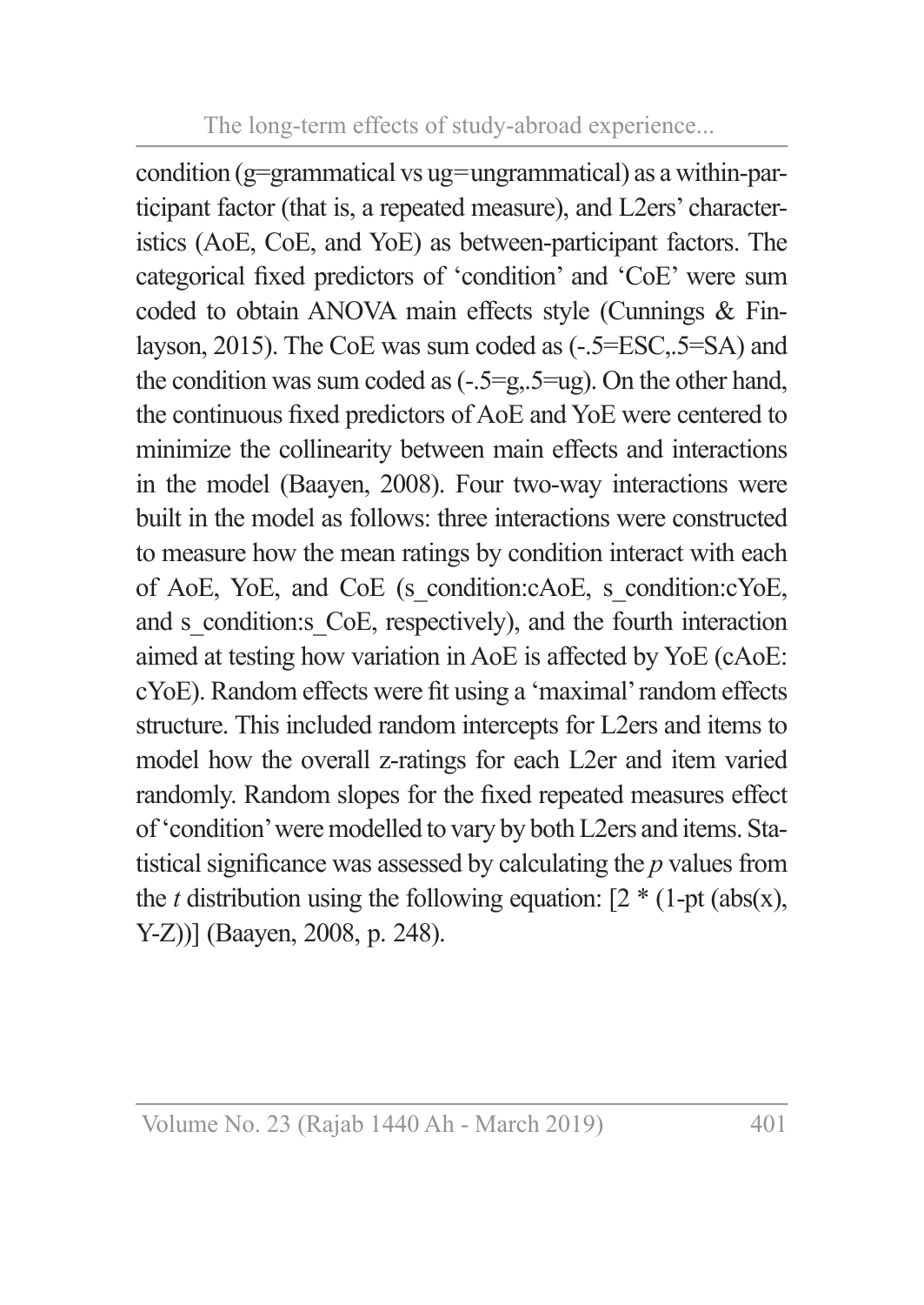condition (g=grammatical vs ug=ungrammatical) as a within-participant factor (that is, a repeated measure), and L2ers' characteristics (AoE, CoE, and YoE) as between-participant factors. The categorical fixed predictors of 'condition' and 'CoE' were sum coded to obtain ANOVA main effects style (Cunnings & Finlayson, 2015). The CoE was sum coded as (-.5=ESC,.5=SA) and the condition was sum coded as (-.5=g,.5=ug). On the other hand, the continuous fixed predictors of AoE and YoE were centered to minimize the collinearity between main effects and interactions in the model (Baayen, 2008). Four two-way interactions were built in the model as follows: three interactions were constructed to measure how the mean ratings by condition interact with each of AoE, YoE, and CoE (s_condition:cAoE, s_condition:cYoE, and s_condition:s_CoE, respectively), and the fourth interaction aimed at testing how variation in AoE is affected by YoE (cAoE: cYoE). Random effects were fit using a 'maximal' random effects structure. This included random intercepts for L2ers and items to model how the overall z-ratings for each L2er and item varied randomly. Random slopes for the fixed repeated measures effect of 'condition' were modelled to vary by both L2ers and items. Statistical significance was assessed by calculating the *p* values from the *t* distribution using the following equation: [2 * (1-pt (abs(x), Y-Z))] (Baayen, 2008, p. 248).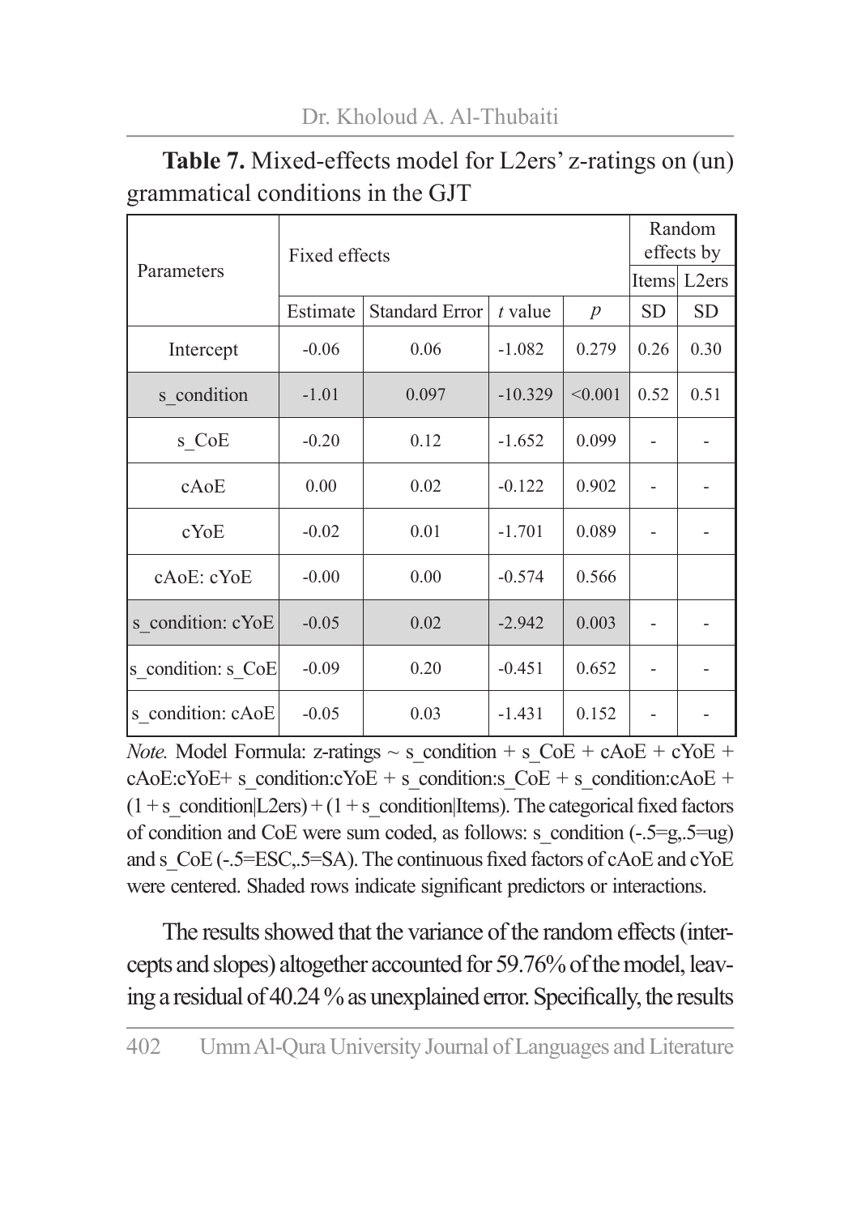**Table 7.** Mixed-effects model for L2ers' z-ratings on (un) grammatical conditions in the GJT

| Parameters | Fixed effects | | | | Random effects by | |
|---|---|---|---|---|---|---|
| | | | | | Items | L2ers |
| | Estimate | Standard Error | *t* value | *p* | SD | SD |
| Intercept | -0.06 | 0.06 | -1.082 | 0.279 | 0.26 | 0.30 |
| s_condition | -1.01 | 0.097 | -10.329 | <0.001 | 0.52 | 0.51 |
| s_CoE | -0.20 | 0.12 | -1.652 | 0.099 | - | - |
| cAoE | 0.00 | 0.02 | -0.122 | 0.902 | - | - |
| cYoE | -0.02 | 0.01 | -1.701 | 0.089 | - | - |
| cAoE: cYoE | -0.00 | 0.00 | -0.574 | 0.566 | | |
| s_condition: cYoE | -0.05 | 0.02 | -2.942 | 0.003 | - | - |
| s_condition: s_CoE | -0.09 | 0.20 | -0.451 | 0.652 | - | - |
| s_condition: cAoE | -0.05 | 0.03 | -1.431 | 0.152 | - | - |

*Note.* Model Formula: z-ratings ~ s_condition + s_CoE + cAoE + cYoE + cAoE:cYoE+ s_condition:cYoE + s_condition:s_CoE + s_condition:cAoE + (1 + s_condition|L2ers) + (1 + s_condition|Items). The categorical fixed factors of condition and CoE were sum coded, as follows: s_condition (-.5=g,.5=ug) and s_CoE (-.5=ESC,.5=SA). The continuous fixed factors of cAoE and cYoE were centered. Shaded rows indicate significant predictors or interactions.

The results showed that the variance of the random effects (intercepts and slopes) altogether accounted for 59.76% of the model, leaving a residual of 40.24 % as unexplained error. Specifically, the results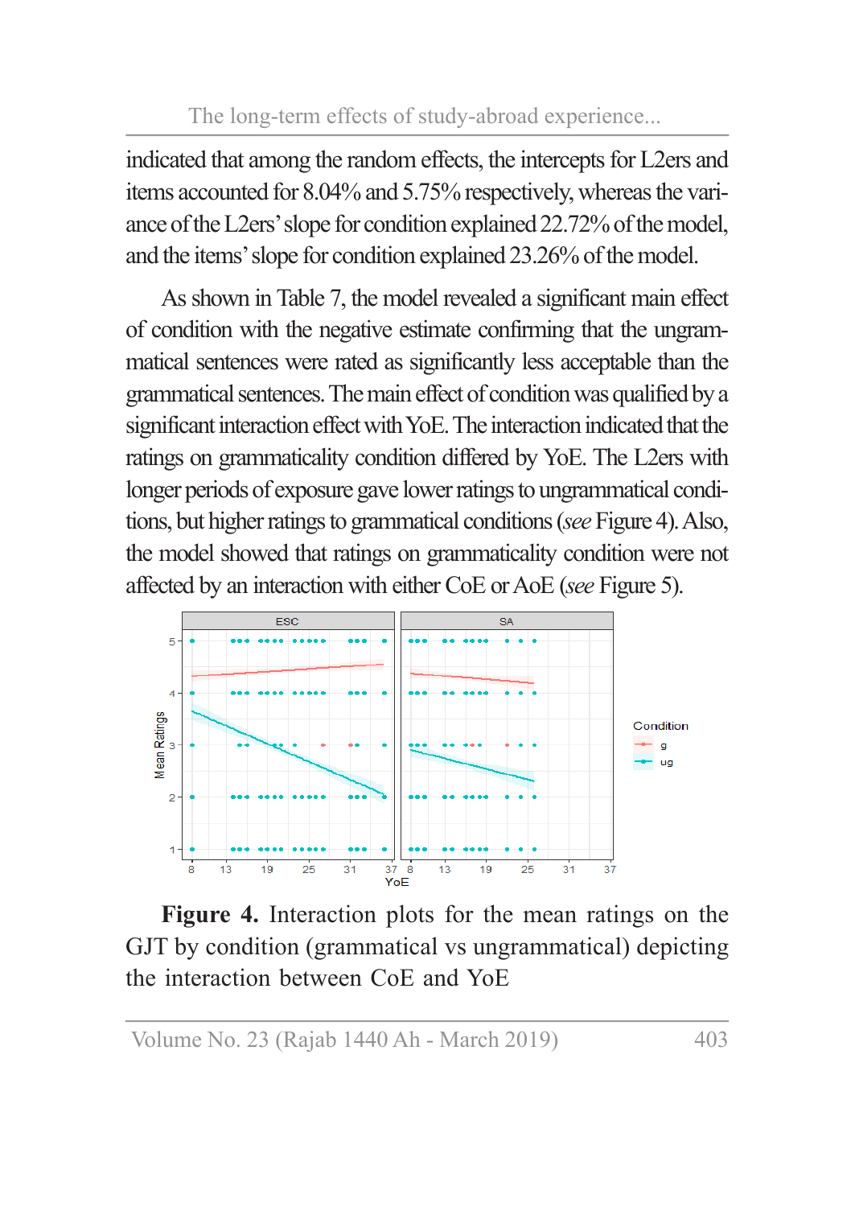indicated that among the random effects, the intercepts for L2ers and items accounted for 8.04% and 5.75% respectively, whereas the variance of the L2ers' slope for condition explained 22.72% of the model, and the items' slope for condition explained 23.26% of the model.

As shown in Table 7, the model revealed a significant main effect of condition with the negative estimate confirming that the ungrammatical sentences were rated as significantly less acceptable than the grammatical sentences. The main effect of condition was qualified by a significant interaction effect with YoE. The interaction indicated that the ratings on grammaticality condition differed by YoE. The L2ers with longer periods of exposure gave lower ratings to ungrammatical conditions, but higher ratings to grammatical conditions (*see* Figure 4). Also, the model showed that ratings on grammaticality condition were not affected by an interaction with either CoE or AoE (*see* Figure 5).

**Figure 4.** Interaction plots for the mean ratings on the GJT by condition (grammatical vs ungrammatical) depicting the interaction between CoE and YoE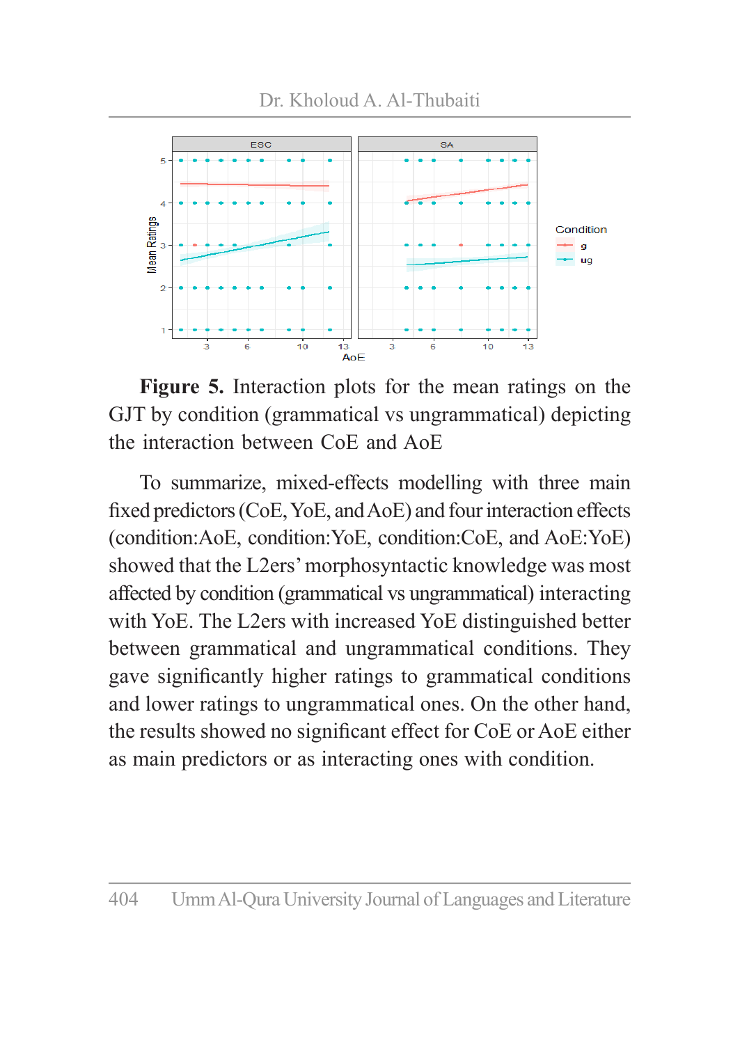**Figure 5.** Interaction plots for the mean ratings on the GJT by condition (grammatical vs ungrammatical) depicting the interaction between CoE and AoE

To summarize, mixed-effects modelling with three main fixed predictors (CoE, YoE, and AoE) and four interaction effects (condition:AoE, condition:YoE, condition:CoE, and AoE:YoE) showed that the L2ers' morphosyntactic knowledge was most affected by condition (grammatical vs ungrammatical) interacting with YoE. The L2ers with increased YoE distinguished better between grammatical and ungrammatical conditions. They gave significantly higher ratings to grammatical conditions and lower ratings to ungrammatical ones. On the other hand, the results showed no significant effect for CoE or AoE either as main predictors or as interacting ones with condition.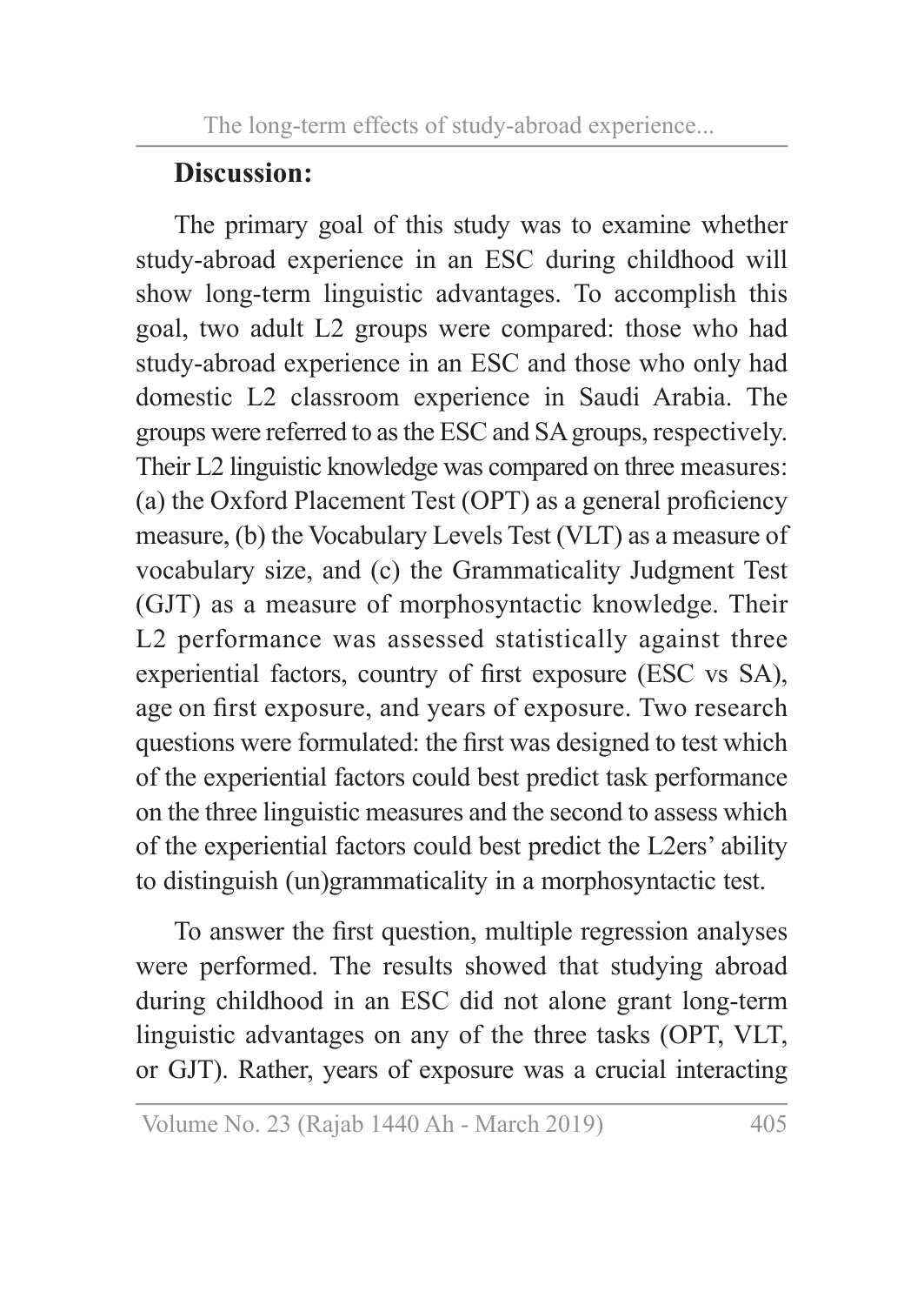## Discussion:

The primary goal of this study was to examine whether study-abroad experience in an ESC during childhood will show long-term linguistic advantages. To accomplish this goal, two adult L2 groups were compared: those who had study-abroad experience in an ESC and those who only had domestic L2 classroom experience in Saudi Arabia. The groups were referred to as the ESC and SA groups, respectively. Their L2 linguistic knowledge was compared on three measures: (a) the Oxford Placement Test (OPT) as a general proficiency measure, (b) the Vocabulary Levels Test (VLT) as a measure of vocabulary size, and (c) the Grammaticality Judgment Test (GJT) as a measure of morphosyntactic knowledge. Their L2 performance was assessed statistically against three experiential factors, country of first exposure (ESC vs SA), age on first exposure, and years of exposure. Two research questions were formulated: the first was designed to test which of the experiential factors could best predict task performance on the three linguistic measures and the second to assess which of the experiential factors could best predict the L2ers' ability to distinguish (un)grammaticality in a morphosyntactic test.

To answer the first question, multiple regression analyses were performed. The results showed that studying abroad during childhood in an ESC did not alone grant long-term linguistic advantages on any of the three tasks (OPT, VLT, or GJT). Rather, years of exposure was a crucial interacting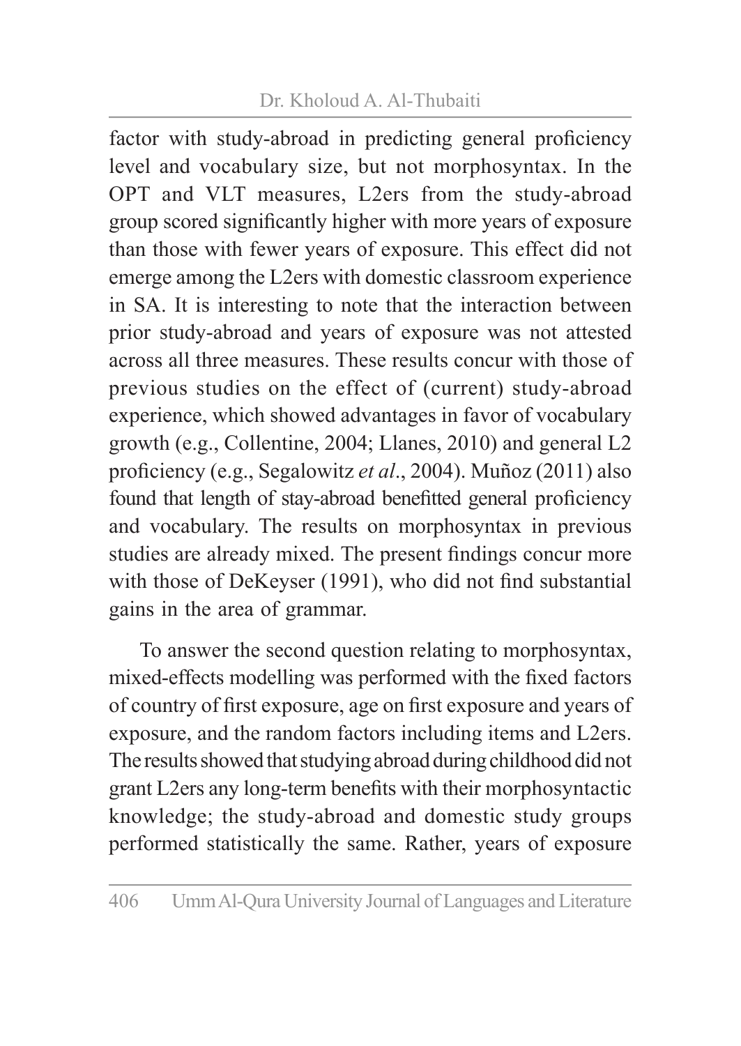factor with study-abroad in predicting general proficiency level and vocabulary size, but not morphosyntax. In the OPT and VLT measures, L2ers from the study-abroad group scored significantly higher with more years of exposure than those with fewer years of exposure. This effect did not emerge among the L2ers with domestic classroom experience in SA. It is interesting to note that the interaction between prior study-abroad and years of exposure was not attested across all three measures. These results concur with those of previous studies on the effect of (current) study-abroad experience, which showed advantages in favor of vocabulary growth (e.g., Collentine, 2004; Llanes, 2010) and general L2 proficiency (e.g., Segalowitz *et al*., 2004). Muñoz (2011) also found that length of stay-abroad benefitted general proficiency and vocabulary. The results on morphosyntax in previous studies are already mixed. The present findings concur more with those of DeKeyser (1991), who did not find substantial gains in the area of grammar.

To answer the second question relating to morphosyntax, mixed-effects modelling was performed with the fixed factors of country of first exposure, age on first exposure and years of exposure, and the random factors including items and L2ers. The results showed that studying abroad during childhood did not grant L2ers any long-term benefits with their morphosyntactic knowledge; the study-abroad and domestic study groups performed statistically the same. Rather, years of exposure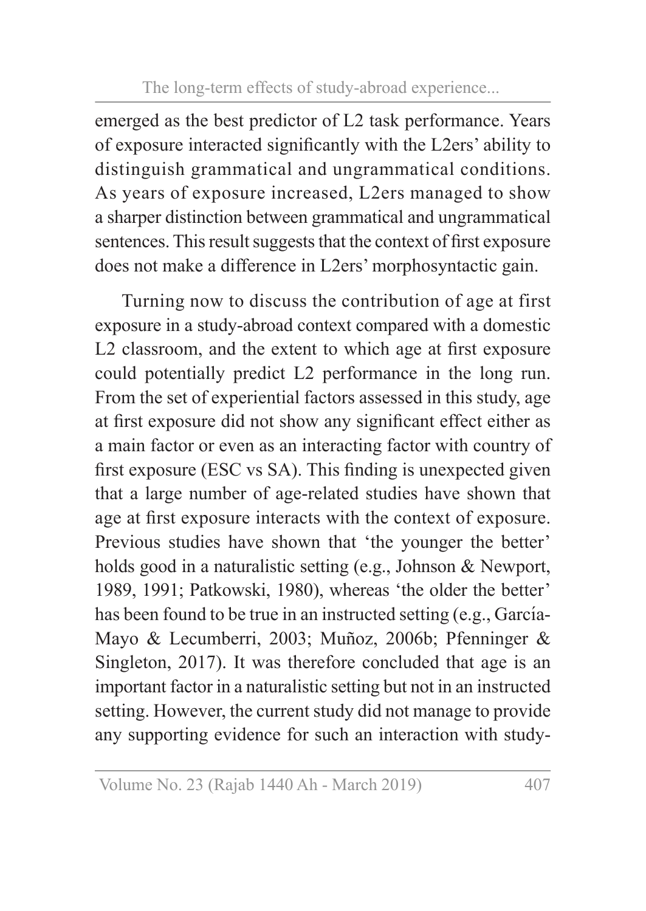emerged as the best predictor of L2 task performance. Years of exposure interacted significantly with the L2ers' ability to distinguish grammatical and ungrammatical conditions. As years of exposure increased, L2ers managed to show a sharper distinction between grammatical and ungrammatical sentences. This result suggests that the context of first exposure does not make a difference in L2ers' morphosyntactic gain.

Turning now to discuss the contribution of age at first exposure in a study-abroad context compared with a domestic L2 classroom, and the extent to which age at first exposure could potentially predict L2 performance in the long run. From the set of experiential factors assessed in this study, age at first exposure did not show any significant effect either as a main factor or even as an interacting factor with country of first exposure (ESC vs SA). This finding is unexpected given that a large number of age-related studies have shown that age at first exposure interacts with the context of exposure. Previous studies have shown that 'the younger the better' holds good in a naturalistic setting (e.g., Johnson & Newport, 1989, 1991; Patkowski, 1980), whereas 'the older the better' has been found to be true in an instructed setting (e.g., García-Mayo & Lecumberri, 2003; Muñoz, 2006b; Pfenninger & Singleton, 2017). It was therefore concluded that age is an important factor in a naturalistic setting but not in an instructed setting. However, the current study did not manage to provide any supporting evidence for such an interaction with study-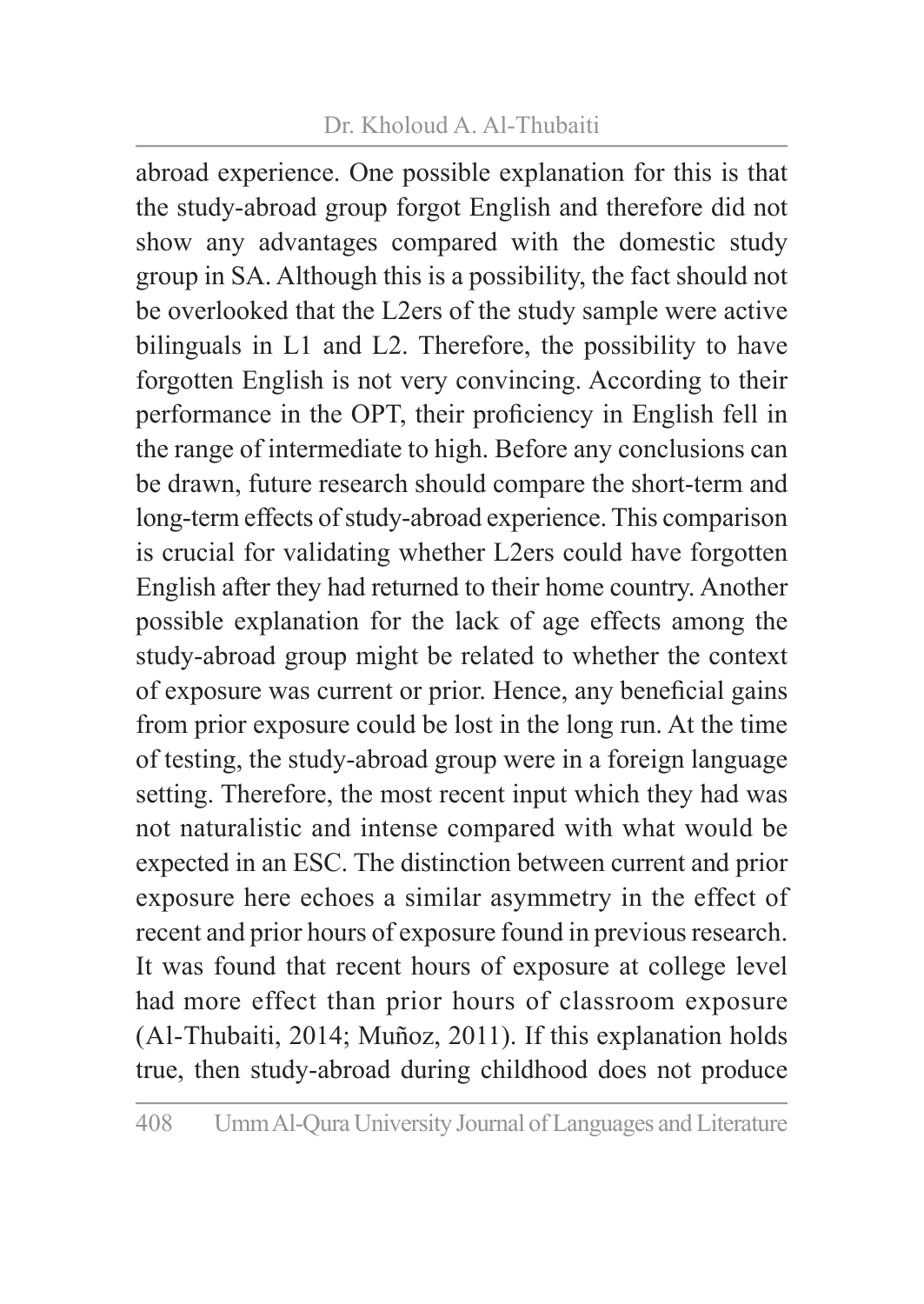abroad experience. One possible explanation for this is that the study-abroad group forgot English and therefore did not show any advantages compared with the domestic study group in SA. Although this is a possibility, the fact should not be overlooked that the L2ers of the study sample were active bilinguals in L1 and L2. Therefore, the possibility to have forgotten English is not very convincing. According to their performance in the OPT, their proficiency in English fell in the range of intermediate to high. Before any conclusions can be drawn, future research should compare the short-term and long-term effects of study-abroad experience. This comparison is crucial for validating whether L2ers could have forgotten English after they had returned to their home country. Another possible explanation for the lack of age effects among the study-abroad group might be related to whether the context of exposure was current or prior. Hence, any beneficial gains from prior exposure could be lost in the long run. At the time of testing, the study-abroad group were in a foreign language setting. Therefore, the most recent input which they had was not naturalistic and intense compared with what would be expected in an ESC. The distinction between current and prior exposure here echoes a similar asymmetry in the effect of recent and prior hours of exposure found in previous research. It was found that recent hours of exposure at college level had more effect than prior hours of classroom exposure (Al-Thubaiti, 2014; Muñoz, 2011). If this explanation holds true, then study-abroad during childhood does not produce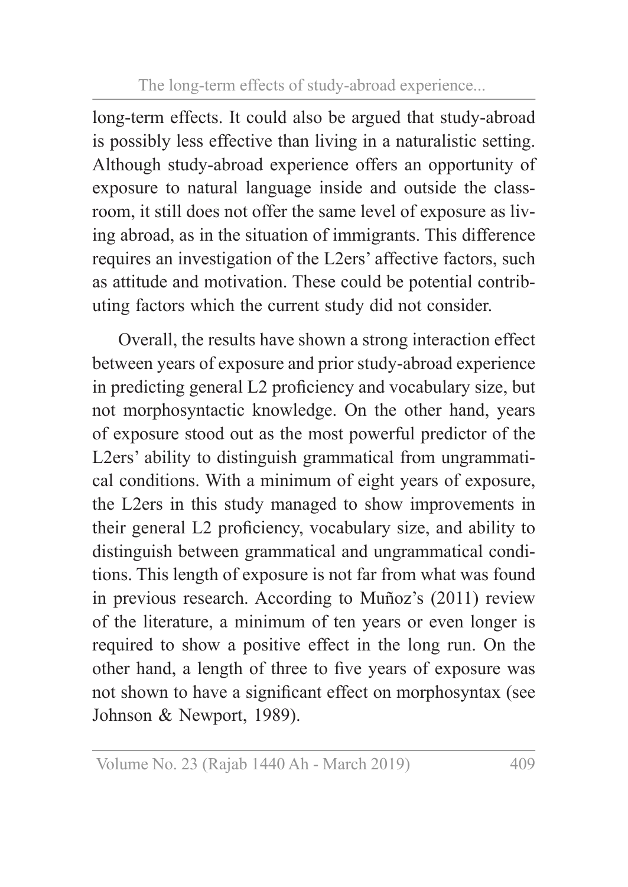long-term effects. It could also be argued that study-abroad is possibly less effective than living in a naturalistic setting. Although study-abroad experience offers an opportunity of exposure to natural language inside and outside the classroom, it still does not offer the same level of exposure as living abroad, as in the situation of immigrants. This difference requires an investigation of the L2ers' affective factors, such as attitude and motivation. These could be potential contributing factors which the current study did not consider.

Overall, the results have shown a strong interaction effect between years of exposure and prior study-abroad experience in predicting general L2 proficiency and vocabulary size, but not morphosyntactic knowledge. On the other hand, years of exposure stood out as the most powerful predictor of the L2ers' ability to distinguish grammatical from ungrammatical conditions. With a minimum of eight years of exposure, the L2ers in this study managed to show improvements in their general L2 proficiency, vocabulary size, and ability to distinguish between grammatical and ungrammatical conditions. This length of exposure is not far from what was found in previous research. According to Muñoz's (2011) review of the literature, a minimum of ten years or even longer is required to show a positive effect in the long run. On the other hand, a length of three to five years of exposure was not shown to have a significant effect on morphosyntax (see Johnson & Newport, 1989).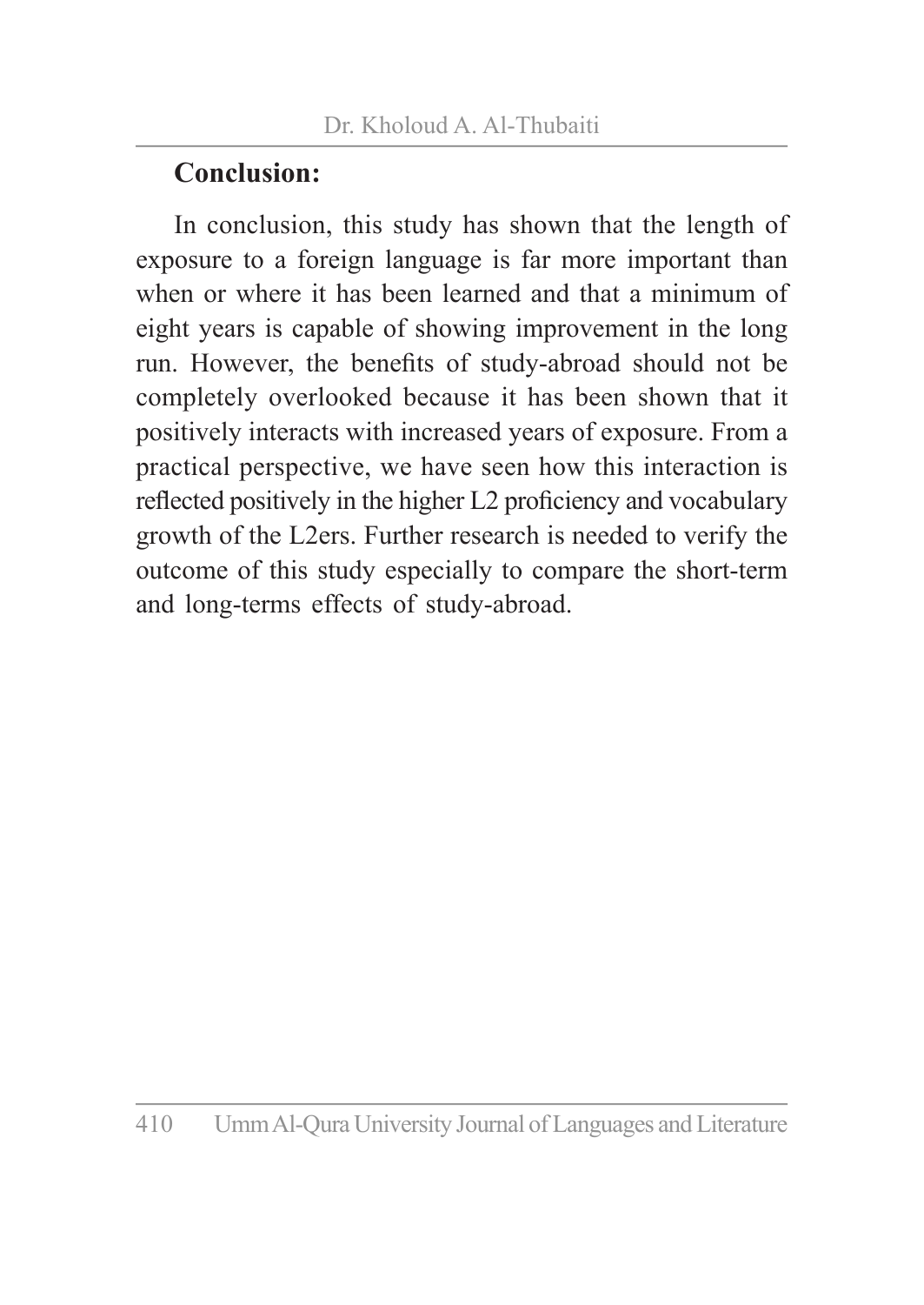## Conclusion:

In conclusion, this study has shown that the length of exposure to a foreign language is far more important than when or where it has been learned and that a minimum of eight years is capable of showing improvement in the long run. However, the benefits of study-abroad should not be completely overlooked because it has been shown that it positively interacts with increased years of exposure. From a practical perspective, we have seen how this interaction is reflected positively in the higher L2 proficiency and vocabulary growth of the L2ers. Further research is needed to verify the outcome of this study especially to compare the short-term and long-terms effects of study-abroad.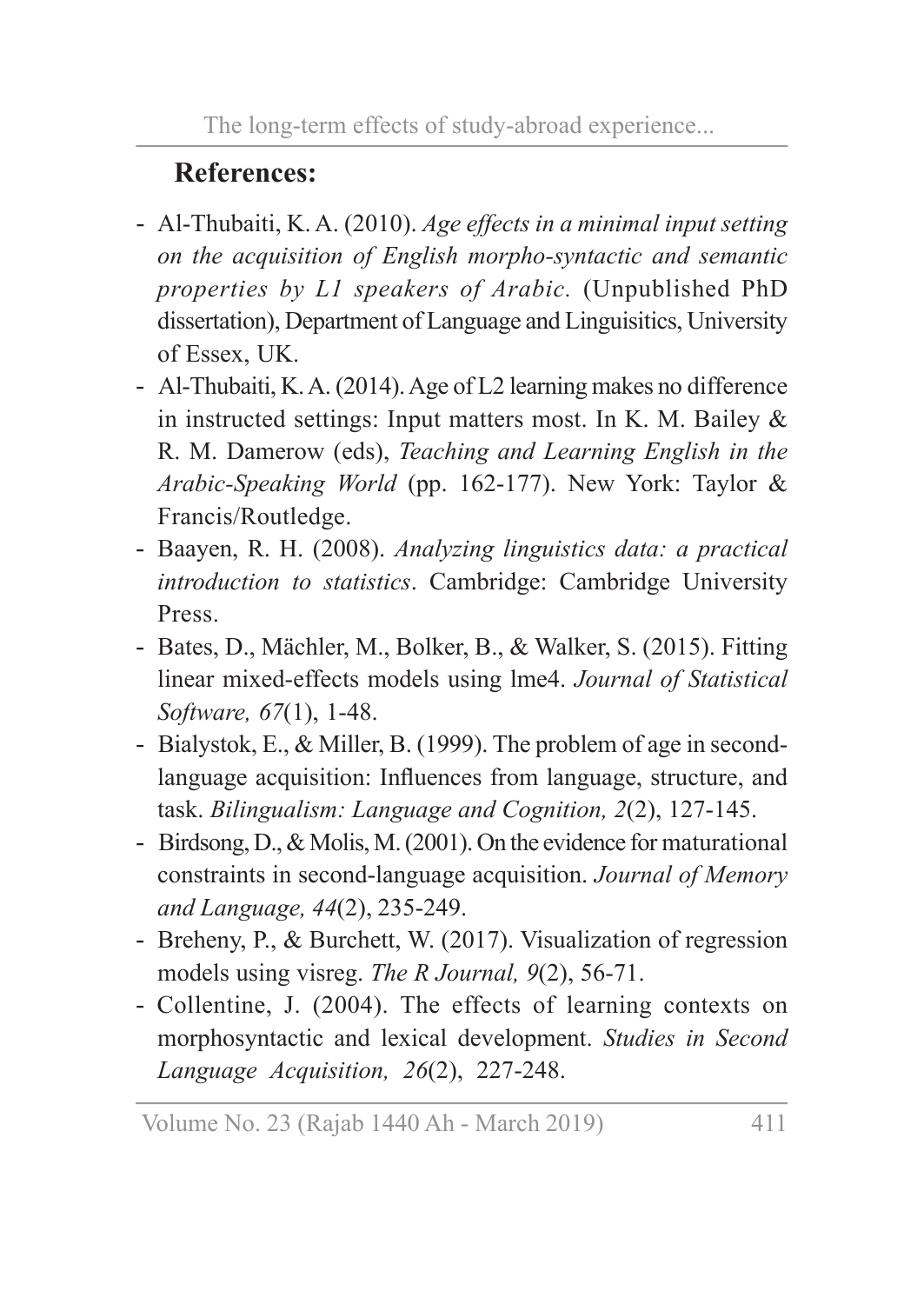## References:

- Al-Thubaiti, K. A. (2010). *Age effects in a minimal input setting on the acquisition of English morpho-syntactic and semantic properties by L1 speakers of Arabic.* (Unpublished PhD dissertation), Department of Language and Linguisitics, University of Essex, UK.
- Al-Thubaiti, K. A. (2014). Age of L2 learning makes no difference in instructed settings: Input matters most. In K. M. Bailey & R. M. Damerow (eds), *Teaching and Learning English in the Arabic-Speaking World* (pp. 162-177). New York: Taylor & Francis/Routledge.
- Baayen, R. H. (2008). *Analyzing linguistics data: a practical introduction to statistics*. Cambridge: Cambridge University Press.
- Bates, D., Mächler, M., Bolker, B., & Walker, S. (2015). Fitting linear mixed-effects models using lme4. *Journal of Statistical Software, 67*(1), 1-48.
- Bialystok, E., & Miller, B. (1999). The problem of age in second-language acquisition: Influences from language, structure, and task. *Bilingualism: Language and Cognition, 2*(2), 127-145.
- Birdsong, D., & Molis, M. (2001). On the evidence for maturational constraints in second-language acquisition. *Journal of Memory and Language, 44*(2), 235-249.
- Breheny, P., & Burchett, W. (2017). Visualization of regression models using visreg. *The R Journal, 9*(2), 56-71.
- Collentine, J. (2004). The effects of learning contexts on morphosyntactic and lexical development. *Studies in Second Language Acquisition, 26*(2), 227-248.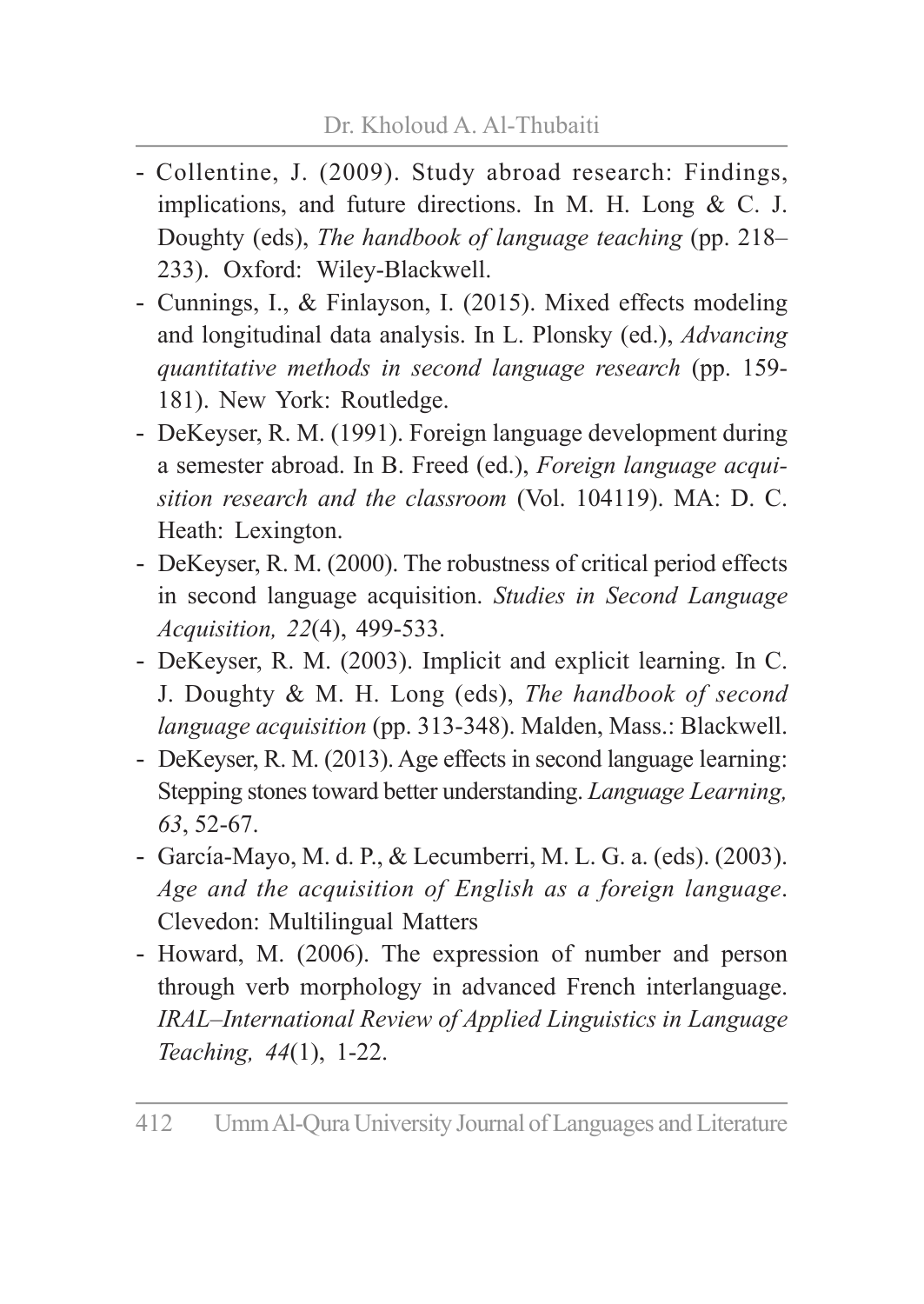- Collentine, J. (2009). Study abroad research: Findings, implications, and future directions. In M. H. Long & C. J. Doughty (eds), *The handbook of language teaching* (pp. 218–233). Oxford: Wiley-Blackwell.
- Cunnings, I., & Finlayson, I. (2015). Mixed effects modeling and longitudinal data analysis. In L. Plonsky (ed.), *Advancing quantitative methods in second language research* (pp. 159-181). New York: Routledge.
- DeKeyser, R. M. (1991). Foreign language development during a semester abroad. In B. Freed (ed.), *Foreign language acquisition research and the classroom* (Vol. 104119). MA: D. C. Heath: Lexington.
- DeKeyser, R. M. (2000). The robustness of critical period effects in second language acquisition. *Studies in Second Language Acquisition, 22*(4), 499-533.
- DeKeyser, R. M. (2003). Implicit and explicit learning. In C. J. Doughty & M. H. Long (eds), *The handbook of second language acquisition* (pp. 313-348). Malden, Mass.: Blackwell.
- DeKeyser, R. M. (2013). Age effects in second language learning: Stepping stones toward better understanding. *Language Learning, 63*, 52-67.
- García-Mayo, M. d. P., & Lecumberri, M. L. G. a. (eds). (2003). *Age and the acquisition of English as a foreign language*. Clevedon: Multilingual Matters
- Howard, M. (2006). The expression of number and person through verb morphology in advanced French interlanguage. *IRAL–International Review of Applied Linguistics in Language Teaching, 44*(1), 1-22.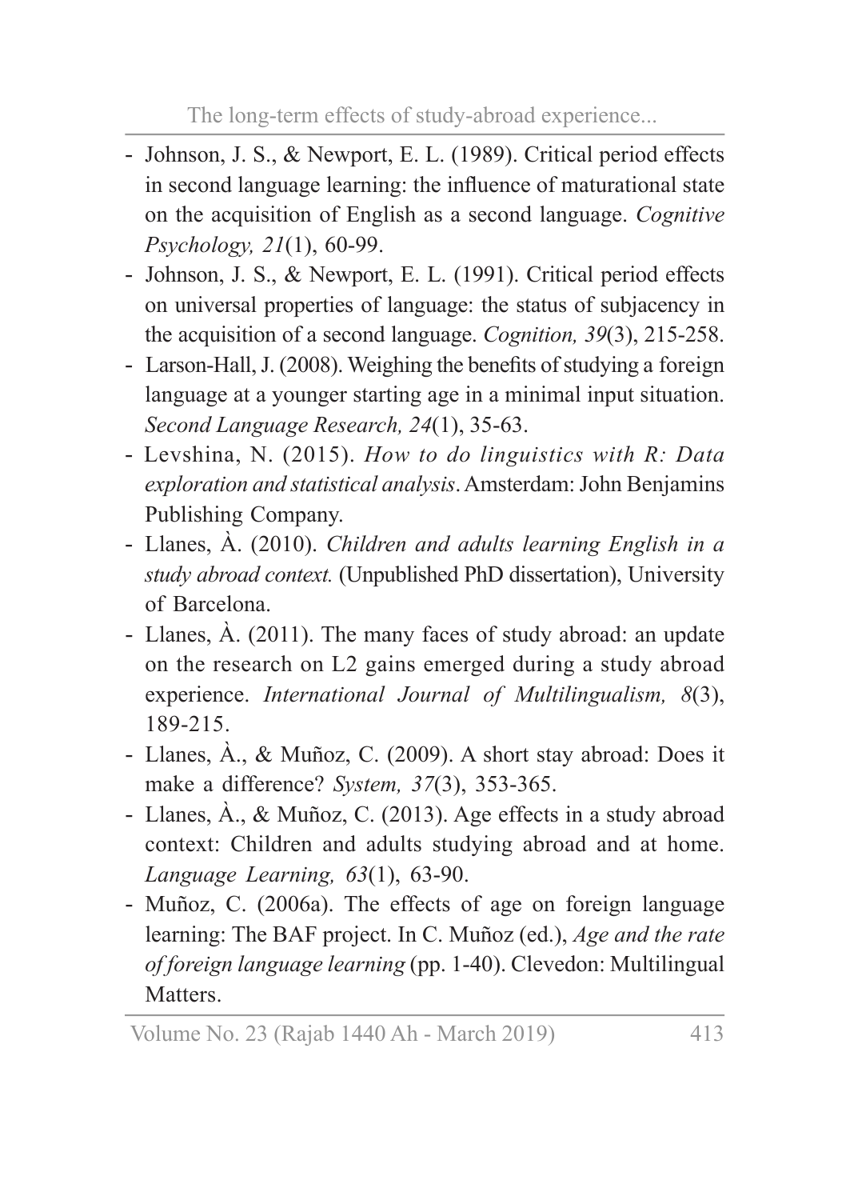- Johnson, J. S., & Newport, E. L. (1989). Critical period effects in second language learning: the influence of maturational state on the acquisition of English as a second language. *Cognitive Psychology, 21*(1), 60-99.
- Johnson, J. S., & Newport, E. L. (1991). Critical period effects on universal properties of language: the status of subjacency in the acquisition of a second language. *Cognition, 39*(3), 215-258.
- Larson-Hall, J. (2008). Weighing the benefits of studying a foreign language at a younger starting age in a minimal input situation. *Second Language Research, 24*(1), 35-63.
- Levshina, N. (2015). *How to do linguistics with R: Data exploration and statistical analysis*. Amsterdam: John Benjamins Publishing Company.
- Llanes, À. (2010). *Children and adults learning English in a study abroad context.* (Unpublished PhD dissertation), University of Barcelona.
- Llanes, À. (2011). The many faces of study abroad: an update on the research on L2 gains emerged during a study abroad experience. *International Journal of Multilingualism, 8*(3), 189-215.
- Llanes, À., & Muñoz, C. (2009). A short stay abroad: Does it make a difference? *System, 37*(3), 353-365.
- Llanes, À., & Muñoz, C. (2013). Age effects in a study abroad context: Children and adults studying abroad and at home. *Language Learning, 63*(1), 63-90.
- Muñoz, C. (2006a). The effects of age on foreign language learning: The BAF project. In C. Muñoz (ed.), *Age and the rate of foreign language learning* (pp. 1-40). Clevedon: Multilingual Matters.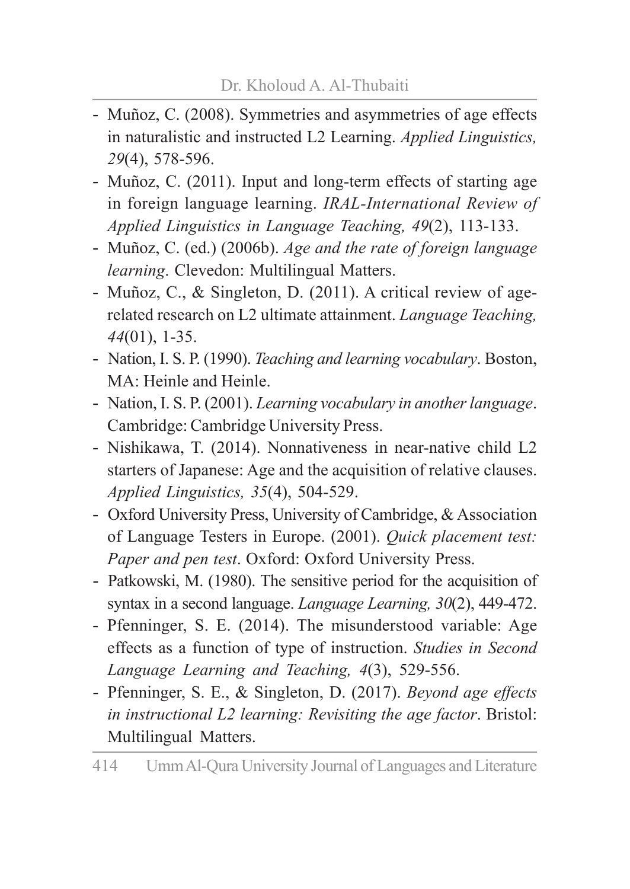- Muñoz, C. (2008). Symmetries and asymmetries of age effects in naturalistic and instructed L2 Learning. *Applied Linguistics, 29*(4), 578-596.
- Muñoz, C. (2011). Input and long-term effects of starting age in foreign language learning. *IRAL-International Review of Applied Linguistics in Language Teaching, 49*(2), 113-133.
- Muñoz, C. (ed.) (2006b). *Age and the rate of foreign language learning*. Clevedon: Multilingual Matters.
- Muñoz, C., & Singleton, D. (2011). A critical review of age-related research on L2 ultimate attainment. *Language Teaching, 44*(01), 1-35.
- Nation, I. S. P. (1990). *Teaching and learning vocabulary*. Boston, MA: Heinle and Heinle.
- Nation, I. S. P. (2001). *Learning vocabulary in another language*. Cambridge: Cambridge University Press.
- Nishikawa, T. (2014). Nonnativeness in near-native child L2 starters of Japanese: Age and the acquisition of relative clauses. *Applied Linguistics, 35*(4), 504-529.
- Oxford University Press, University of Cambridge, & Association of Language Testers in Europe. (2001). *Quick placement test: Paper and pen test*. Oxford: Oxford University Press.
- Patkowski, M. (1980). The sensitive period for the acquisition of syntax in a second language. *Language Learning, 30*(2), 449-472.
- Pfenninger, S. E. (2014). The misunderstood variable: Age effects as a function of type of instruction. *Studies in Second Language Learning and Teaching, 4*(3), 529-556.
- Pfenninger, S. E., & Singleton, D. (2017). *Beyond age effects in instructional L2 learning: Revisiting the age factor*. Bristol: Multilingual Matters.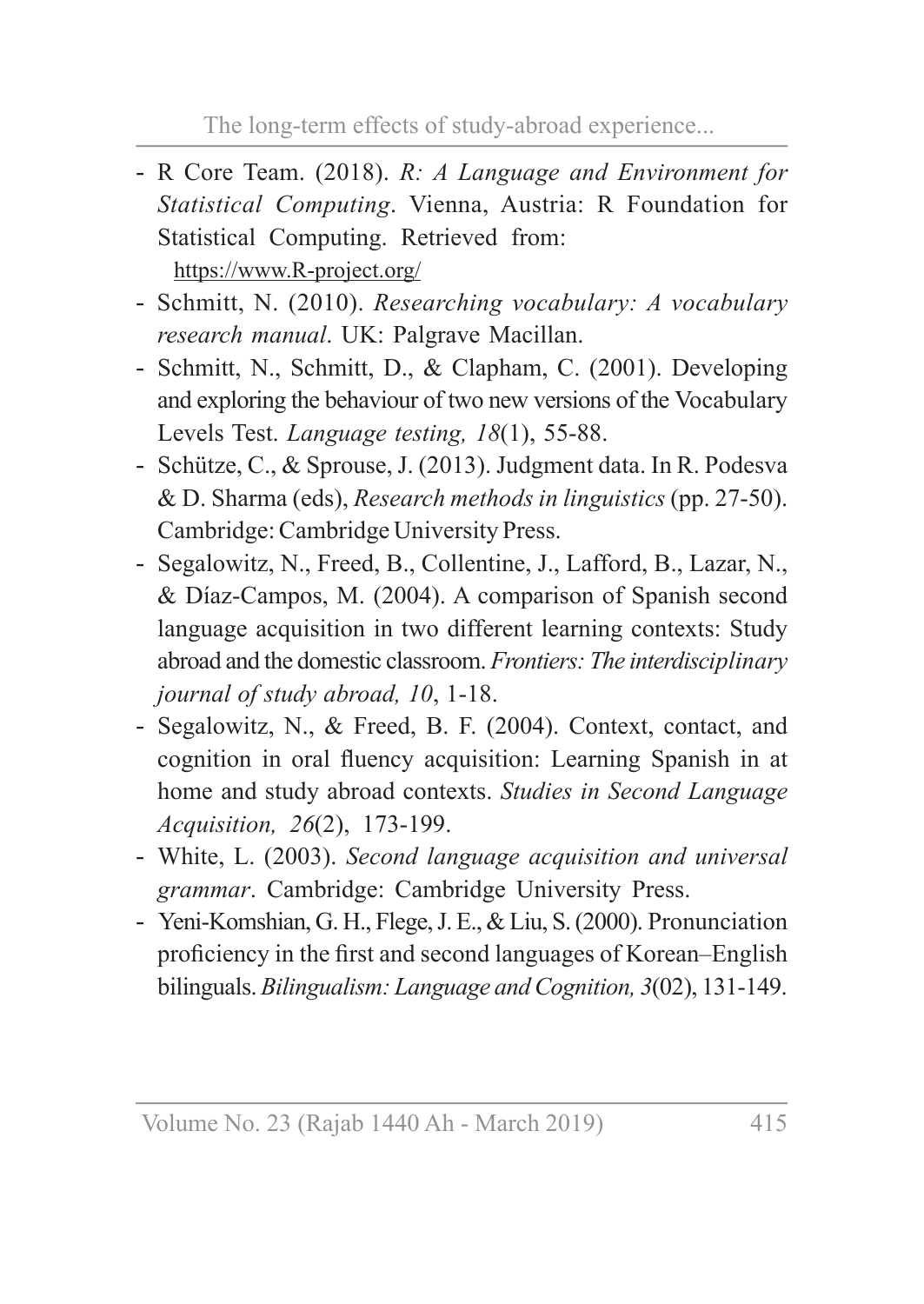- R Core Team. (2018). *R: A Language and Environment for Statistical Computing*. Vienna, Austria: R Foundation for Statistical Computing. Retrieved from: https://www.R-project.org/
- Schmitt, N. (2010). *Researching vocabulary: A vocabulary research manual*. UK: Palgrave Macillan.
- Schmitt, N., Schmitt, D., & Clapham, C. (2001). Developing and exploring the behaviour of two new versions of the Vocabulary Levels Test. *Language testing, 18*(1), 55-88.
- Schütze, C., & Sprouse, J. (2013). Judgment data. In R. Podesva & D. Sharma (eds), *Research methods in linguistics* (pp. 27-50). Cambridge: Cambridge University Press.
- Segalowitz, N., Freed, B., Collentine, J., Lafford, B., Lazar, N., & Díaz-Campos, M. (2004). A comparison of Spanish second language acquisition in two different learning contexts: Study abroad and the domestic classroom. *Frontiers: The interdisciplinary journal of study abroad, 10*, 1-18.
- Segalowitz, N., & Freed, B. F. (2004). Context, contact, and cognition in oral fluency acquisition: Learning Spanish in at home and study abroad contexts. *Studies in Second Language Acquisition, 26*(2), 173-199.
- White, L. (2003). *Second language acquisition and universal grammar*. Cambridge: Cambridge University Press.
- Yeni-Komshian, G. H., Flege, J. E., & Liu, S. (2000). Pronunciation proficiency in the first and second languages of Korean–English bilinguals. *Bilingualism: Language and Cognition, 3*(02), 131-149.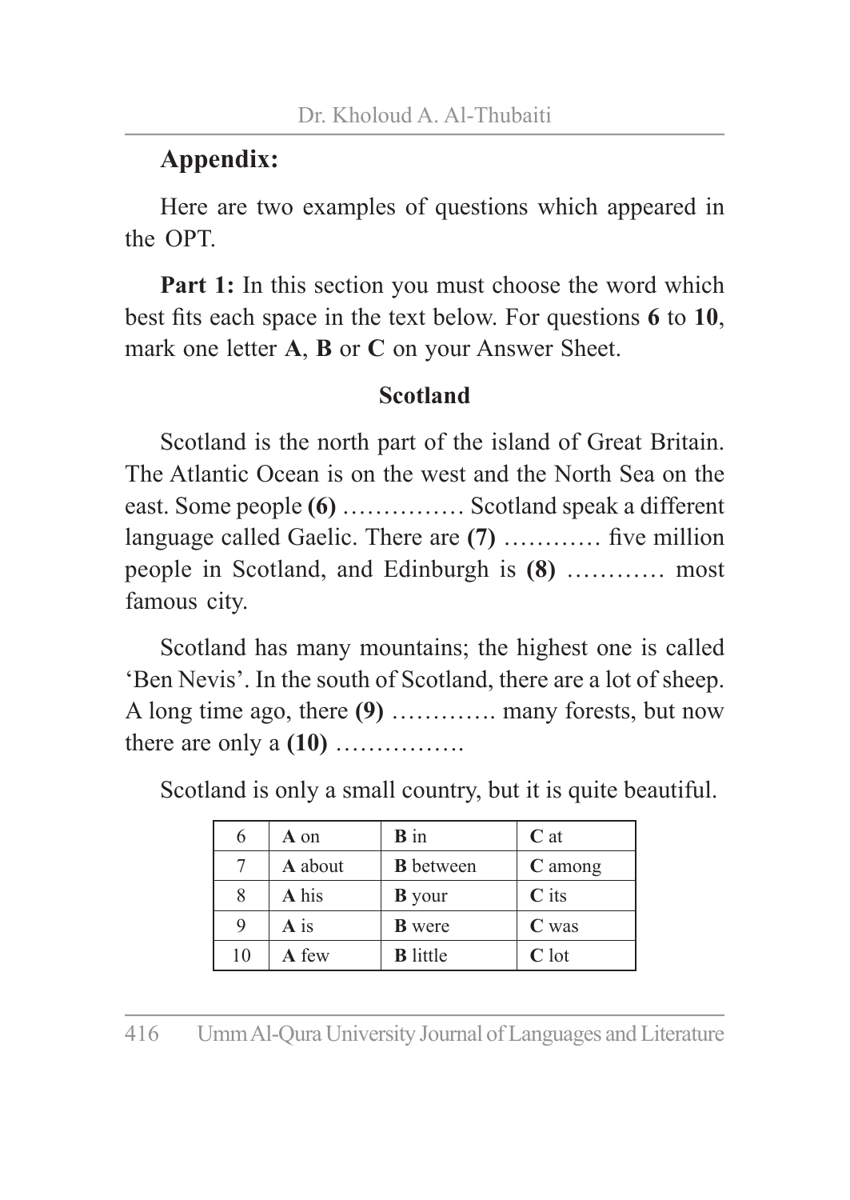## Appendix:

Here are two examples of questions which appeared in the OPT.

**Part 1:** In this section you must choose the word which best fits each space in the text below. For questions **6** to **10**, mark one letter **A**, **B** or **C** on your Answer Sheet.

### Scotland

Scotland is the north part of the island of Great Britain. The Atlantic Ocean is on the west and the North Sea on the east. Some people **(6)** …………… Scotland speak a different language called Gaelic. There are **(7)** ………… five million people in Scotland, and Edinburgh is **(8)** ………… most famous city.

Scotland has many mountains; the highest one is called ‘Ben Nevis’. In the south of Scotland, there are a lot of sheep. A long time ago, there **(9)** …………. many forests, but now there are only a **(10)** …………….

Scotland is only a small country, but it is quite beautiful.

| | | | |
|---|---|---|---|
| 6 | **A** on | **B** in | **C** at |
| 7 | **A** about | **B** between | **C** among |
| 8 | **A** his | **B** your | **C** its |
| 9 | **A** is | **B** were | **C** was |
| 10 | **A** few | **B** little | **C** lot |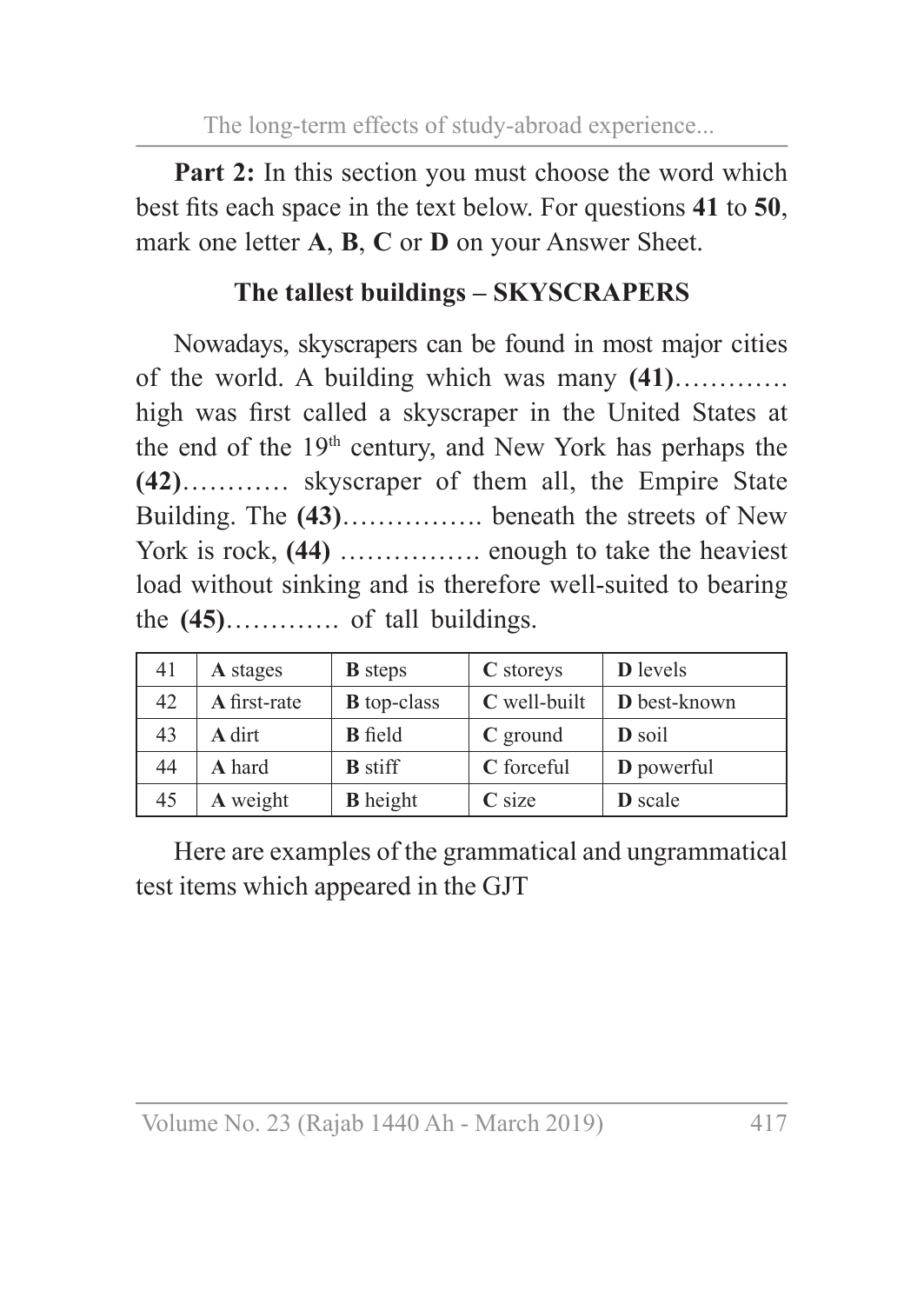**Part 2:** In this section you must choose the word which best fits each space in the text below. For questions **41** to **50**, mark one letter **A**, **B**, **C** or **D** on your Answer Sheet.

**The tallest buildings – SKYSCRAPERS**

Nowadays, skyscrapers can be found in most major cities of the world. A building which was many **(41)**…………. high was first called a skyscraper in the United States at the end of the 19th century, and New York has perhaps the **(42)**………… skyscraper of them all, the Empire State Building. The **(43)**……………. beneath the streets of New York is rock, **(44)** ……………. enough to take the heaviest load without sinking and is therefore well-suited to bearing the **(45)**…………. of tall buildings.

| | | | | |
|---|---|---|---|---|
| 41 | **A** stages | **B** steps | **C** storeys | **D** levels |
| 42 | **A** first-rate | **B** top-class | **C** well-built | **D** best-known |
| 43 | **A** dirt | **B** field | **C** ground | **D** soil |
| 44 | **A** hard | **B** stiff | **C** forceful | **D** powerful |
| 45 | **A** weight | **B** height | **C** size | **D** scale |

Here are examples of the grammatical and ungrammatical test items which appeared in the GJT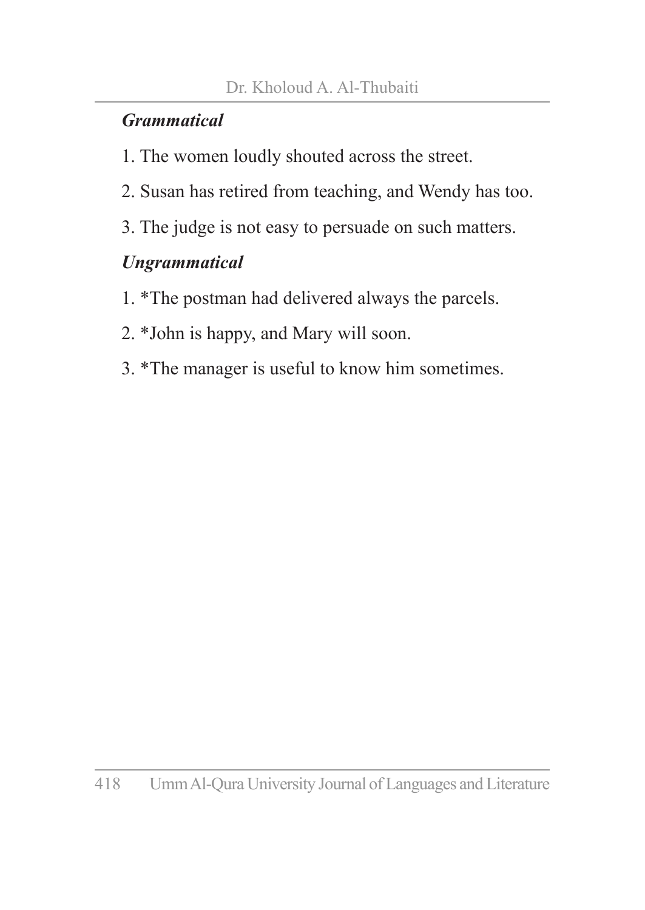***Grammatical***

1. The women loudly shouted across the street.

2. Susan has retired from teaching, and Wendy has too.

3. The judge is not easy to persuade on such matters.

***Ungrammatical***

1. *The postman had delivered always the parcels.

2. *John is happy, and Mary will soon.

3. *The manager is useful to know him sometimes.